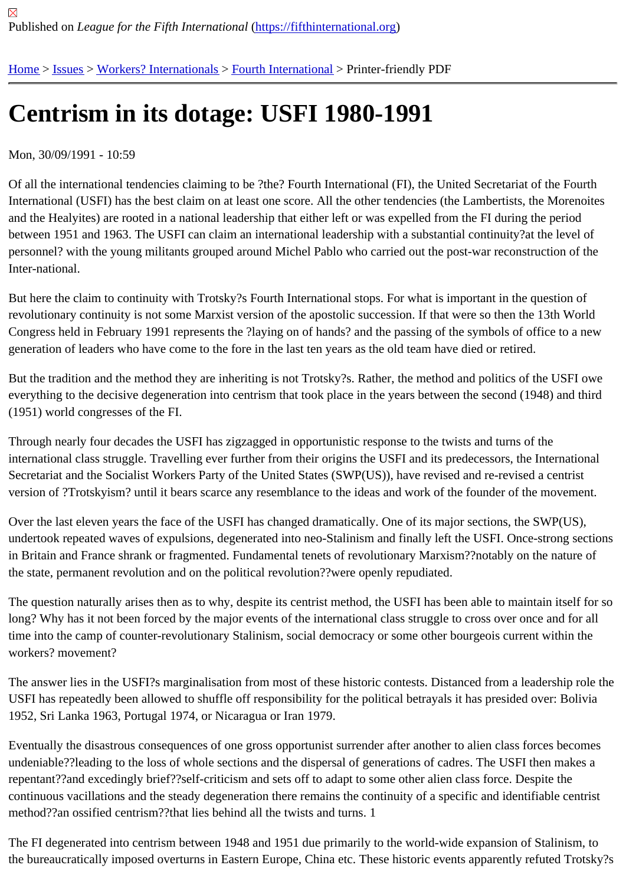Published on *League for the Fifth International* (https://fifthinternational.org)

Home > Issues > Workers? Internationals > Fourth International > Printer-friendly PDF

# Centrism in its dotage: USFI 1980-1991

Mon, 30/09/1991 - 10:59

Of all the international tendencies claiming to be ?the? Fourth International (FI), the United Secretariat of the Fourth International (USFI) has the best claim on at least one score. All the other tendencies (the Lambertists, the Morenoites and the Healyites) are rooted in a national leadership that either left or was expelled from the FI during the period between 1951 and 1963. The USFI can claim an international leadership with a substantial continuity?at the level of personnel? with the young militants grouped around Michel Pablo who carried out the post-war reconstruction of the Inter-national.

But here the claim to continuity with Trotsky?s Fourth International stops. For what is important in the question of revolutionary continuity is not some Marxist version of the apostolic succession. If that were so then the 13th World Congress held in February 1991 represents the ?laying on of hands? and the passing of the symbols of office to a new generation of leaders who have come to the fore in the last ten years as the old team have died or retired.

But the tradition and the method they are inheriting is not Trotsky?s. Rather, the method and politics of the USFI owe everything to the decisive degeneration into centrism that took place in the years between the second (1948) and third (1951) world congresses of the FI.

Through nearly four decades the USFI has zigzagged in opportunistic response to the twists and turns of the international class struggle. Travelling ever further from their origins the USFI and its predecessors, the International Secretariat and the Socialist Workers Party of the United States (SWP(US)), have revised and re-revised a centrist version of ?Trotskyism? until it bears scarce any resemblance to the ideas and work of the founder of the movement.

Over the last eleven years the face of the USFI has changed dramatically. One of its major sections, the SWP(US), undertook repeated waves of expulsions, degenerated into neo-Stalinism and finally left the USFI. Once-strong sections in Britain and France shrank or fragmented. Fundamental tenets of revolutionary Marxism??notably on the nature of the state, permanent revolution and on the political revolution??were openly repudiated.

The question naturally arises then as to why, despite its centrist method, the USFI has been able to maintain itself for so long? Why has it not been forced by the major events of the international class struggle to cross over once and for all time into the camp of counter-revolutionary Stalinism, social democracy or some other bourgeois current within the workers? movement?

The answer lies in the USFI?s marginalisation from most of these historic contests. Distanced from a leadership role the USFI has repeatedly been allowed to shuffle off responsibility for the political betrayals it has presided over: Bolivia 1952, Sri Lanka 1963, Portugal 1974, or Nicaragua or Iran 1979.

Eventually the disastrous consequences of one gross opportunist surrender after another to alien class forces becomes undeniable??leading to the loss of whole sections and the dispersal of generations of cadres. The USFI then makes a repentant??and excedingly brief??self-criticism and sets off to adapt to some other alien class force. Despite the continuous vacillations and the steady degeneration there remains the continuity of a specific and identifiable centrist method??an ossified centrism??that lies behind all the twists and turns. 1

The FI degenerated into centrism between 1948 and 1951 due primarily to the world-wide expansion of Stalinism, to the bureaucratically imposed overturns in Eastern Europe, China etc. These historic events apparently refuted Trotsky?s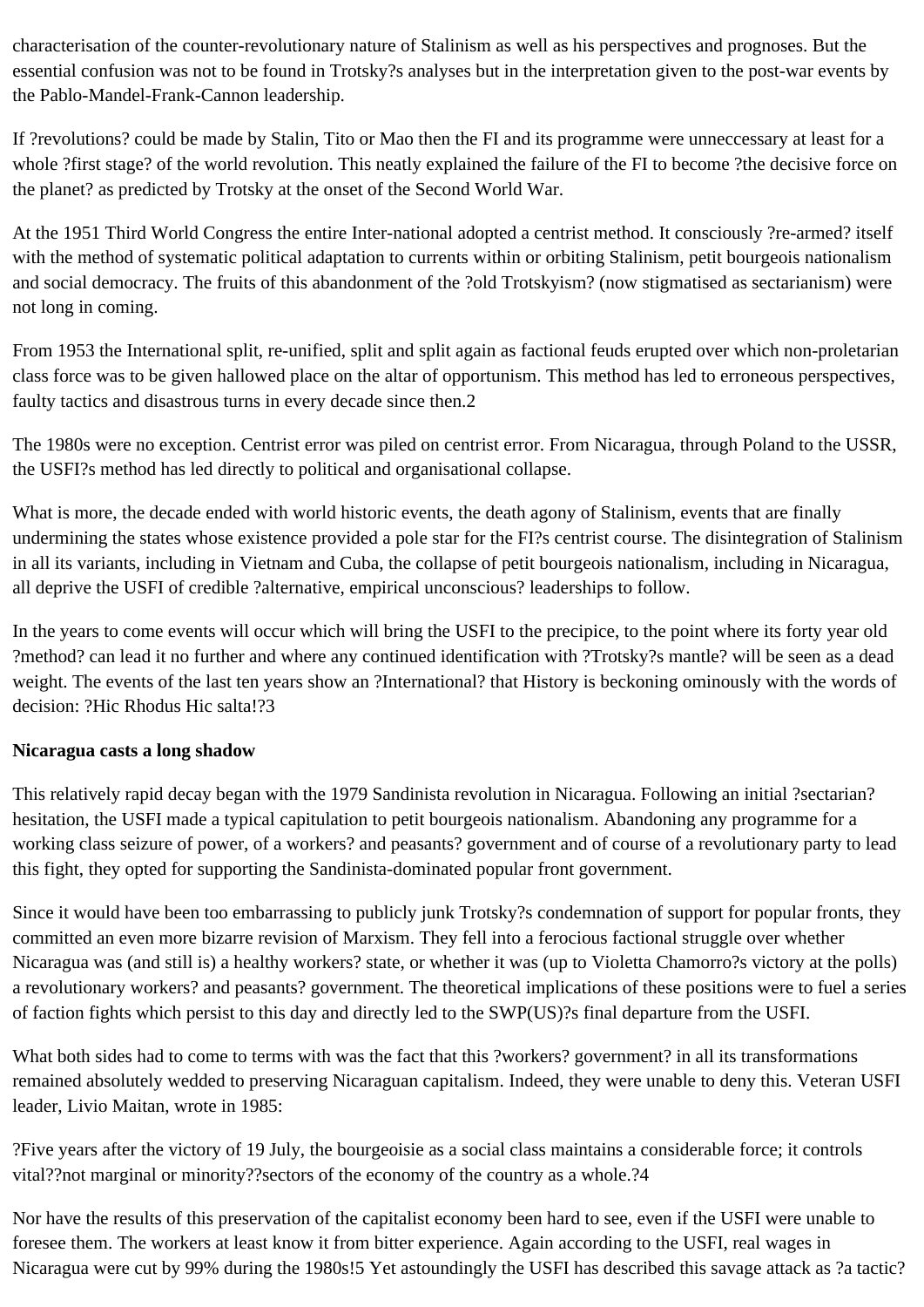characterisation of the counter-revolutionary nature of Stalinism as well as his perspectives and prognoses. But the essential confusion was not to be found in Trotsky?s analyses but in the interpretation given to the post-war events by the Pablo-Mandel-Frank-Cannon leadership.

If ?revolutions? could be made by Stalin, Tito or Mao then the FI and its programme were unneccessary at least for a whole ?first stage? of the world revolution. This neatly explained the failure of the FI to become ?the decisive force on the planet? as predicted by Trotsky at the onset of the Second World War.

At the 1951 Third World Congress the entire Inter-national adopted a centrist method. It consciously ?re-armed? itself with the method of systematic political adaptation to currents within or orbiting Stalinism, petit bourgeois nationalism and social democracy. The fruits of this abandonment of the ?old Trotskyism? (now stigmatised as sectarianism) were not long in coming.

From 1953 the International split, re-unified, split and split again as factional feuds erupted over which non-proletarian class force was to be given hallowed place on the altar of opportunism. This method has led to erroneous perspectives, faulty tactics and disastrous turns in every decade since then.2

The 1980s were no exception. Centrist error was piled on centrist error. From Nicaragua, through Poland to the USSR, the USFI?s method has led directly to political and organisational collapse.

What is more, the decade ended with world historic events, the death agony of Stalinism, events that are finally undermining the states whose existence provided a pole star for the FI?s centrist course. The disintegration of Stalinism in all its variants, including in Vietnam and Cuba, the collapse of petit bourgeois nationalism, including in Nicaragua, all deprive the USFI of credible ?alternative, empirical unconscious? leaderships to follow.

In the years to come events will occur which will bring the USFI to the precipice, to the point where its forty year old ?method? can lead it no further and where any continued identification with ?Trotsky?s mantle? will be seen as a dead weight. The events of the last ten years show an ?International? that History is beckoning ominously with the words of decision: ?Hic Rhodus Hic salta!?3

**Nicaragua casts a long shadow**

This relatively rapid decay began with the 1979 Sandinista revolution in Nicaragua. Following an initial ?sectarian? hesitation, the USFI made a typical capitulation to petit bourgeois nationalism. Abandoning any programme for a working class seizure of power, of a workers? and peasants? government and of course of a revolutionary party to lead this fight, they opted for supporting the Sandinista-dominated popular front government.

Since it would have been too embarrassing to publicly junk Trotsky?s condemnation of support for popular fronts, they committed an even more bizarre revision of Marxism. They fell into a ferocious factional struggle over whether Nicaragua was (and still is) a healthy workers? state, or whether it was (up to Violetta Chamorro?s victory at the polls) a revolutionary workers? and peasants? government. The theoretical implications of these positions were to fuel a series of faction fights which persist to this day and directly led to the SWP(US)?s final departure from the USFI.

What both sides had to come to terms with was the fact that this ?workers? government? in all its transformations remained absolutely wedded to preserving Nicaraguan capitalism. Indeed, they were unable to deny this. Veteran USFI leader, Livio Maitan, wrote in 1985:

?Five years after the victory of 19 July, the bourgeoisie as a social class maintains a considerable force; it controls vital??not marginal or minority??sectors of the economy of the country as a whole.?4

Nor have the results of this preservation of the capitalist economy been hard to see, even if the USFI were unable to foresee them. The workers at least know it from bitter experience. Again according to the USFI, real wages in Nicaragua were cut by 99% during the 1980s!5 Yet astoundingly the USFI has described this savage attack as ?a tactic?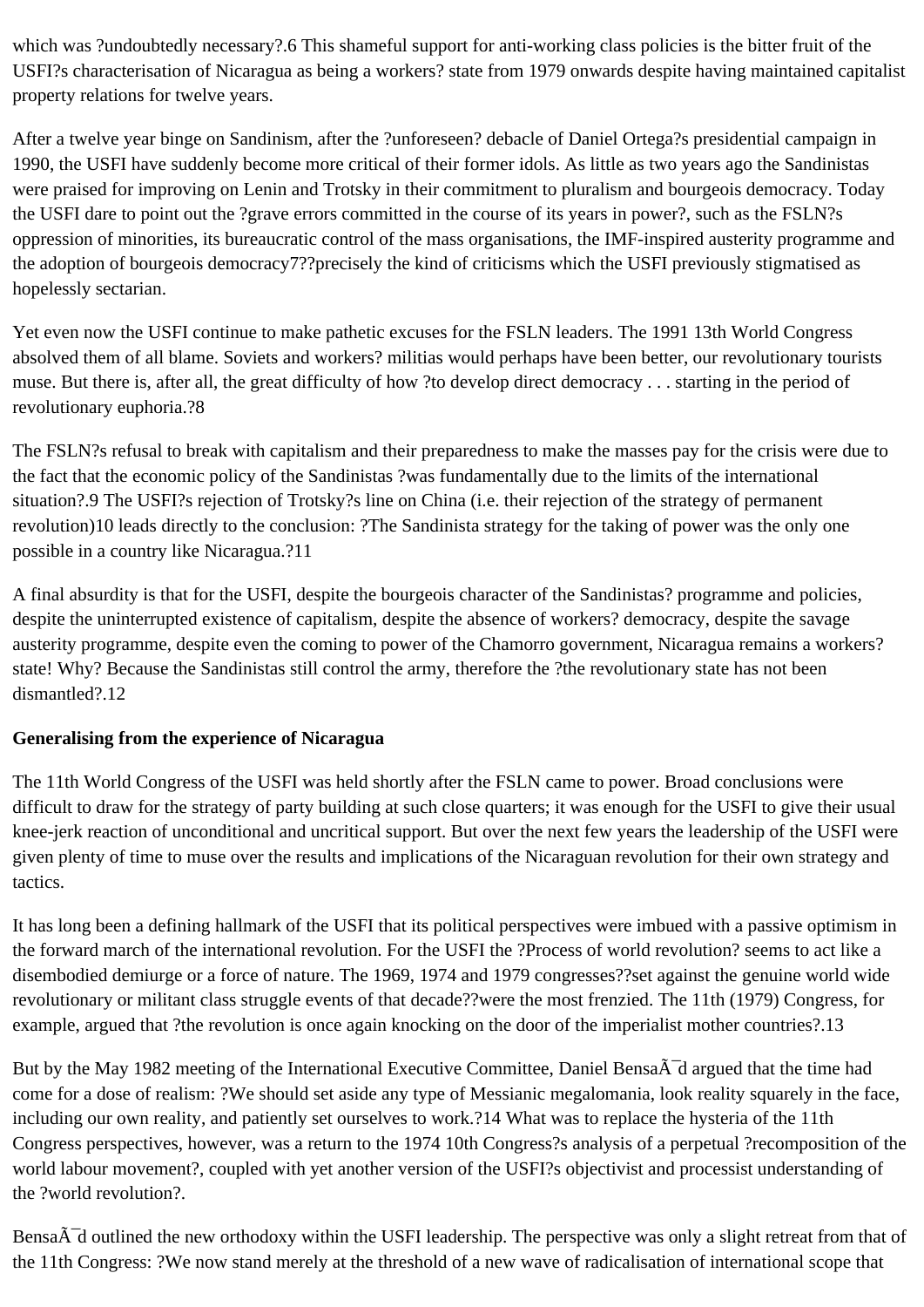which was ?undoubtedly necessary?.6 This shameful support for anti-working class policies is the bitter fruit of the USFI?s characterisation of Nicaragua as being a workers? state from 1979 onwards despite having maintained capitalist property relations for twelve years.

After a twelve year binge on Sandinism, after the ?unforeseen? debacle of Daniel Ortega?s presidential campaign in 1990, the USFI have suddenly become more critical of their former idols. As little as two years ago the Sandinistas were praised for improving on Lenin and Trotsky in their commitment to pluralism and bourgeois democracy. Today the USFI dare to point out the ?grave errors committed in the course of its years in power?, such as the FSLN?s oppression of minorities, its bureaucratic control of the mass organisations, the IMF-inspired austerity programme and the adoption of bourgeois democracy7??precisely the kind of criticisms which the USFI previously stigmatised as hopelessly sectarian.

Yet even now the USFI continue to make pathetic excuses for the FSLN leaders. The 1991 13th World Congress absolved them of all blame. Soviets and workers? militias would perhaps have been better, our revolutionary tourists muse. But there is, after all, the great difficulty of how ?to develop direct democracy . . . starting in the period of revolutionary euphoria.?8

The FSLN?s refusal to break with capitalism and their preparedness to make the masses pay for the crisis were due to the fact that the economic policy of the Sandinistas ?was fundamentally due to the limits of the international situation?.9 The USFI?s rejection of Trotsky?s line on China (i.e. their rejection of the strategy of permanent revolution)10 leads directly to the conclusion: ?The Sandinista strategy for the taking of power was the only one possible in a country like Nicaragua.?11

A final absurdity is that for the USFI, despite the bourgeois character of the Sandinistas? programme and policies, despite the uninterrupted existence of capitalism, despite the absence of workers? democracy, despite the savage austerity programme, despite even the coming to power of the Chamorro government, Nicaragua remains a workers? state! Why? Because the Sandinistas still control the army, therefore the ?the revolutionary state has not been dismantled?.12

**Generalising from the experience of Nicaragua**

The 11th World Congress of the USFI was held shortly after the FSLN came to power. Broad conclusions were difficult to draw for the strategy of party building at such close quarters; it was enough for the USFI to give their usual knee-jerk reaction of unconditional and uncritical support. But over the next few years the leadership of the USFI were given plenty of time to muse over the results and implications of the Nicaraguan revolution for their own strategy and tactics.

It has long been a defining hallmark of the USFI that its political perspectives were imbued with a passive optimism in the forward march of the international revolution. For the USFI the ?Process of world revolution? seems to act like a disembodied demiurge or a force of nature. The 1969, 1974 and 1979 congresses??set against the genuine world wide revolutionary or militant class struggle events of that decade??were the most frenzied. The 11th (1979) Congress, for example, argued that ?the revolution is once again knocking on the door of the imperialist mother countries?.13

But by the May 1982 meeting of the International Executive Committee, Daniel BensaÃ¯d argued that the time had come for a dose of realism: ?We should set aside any type of Messianic megalomania, look reality squarely in the face, including our own reality, and patiently set ourselves to work.?14 What was to replace the hysteria of the 11th Congress perspectives, however, was a return to the 1974 10th Congress?s analysis of a perpetual ?recomposition of the world labour movement?, coupled with yet another version of the USFI?s objectivist and processist understanding of the ?world revolution?.

BensaÃ¯d outlined the new orthodoxy within the USFI leadership. The perspective was only a slight retreat from that of the 11th Congress: ?We now stand merely at the threshold of a new wave of radicalisation of international scope that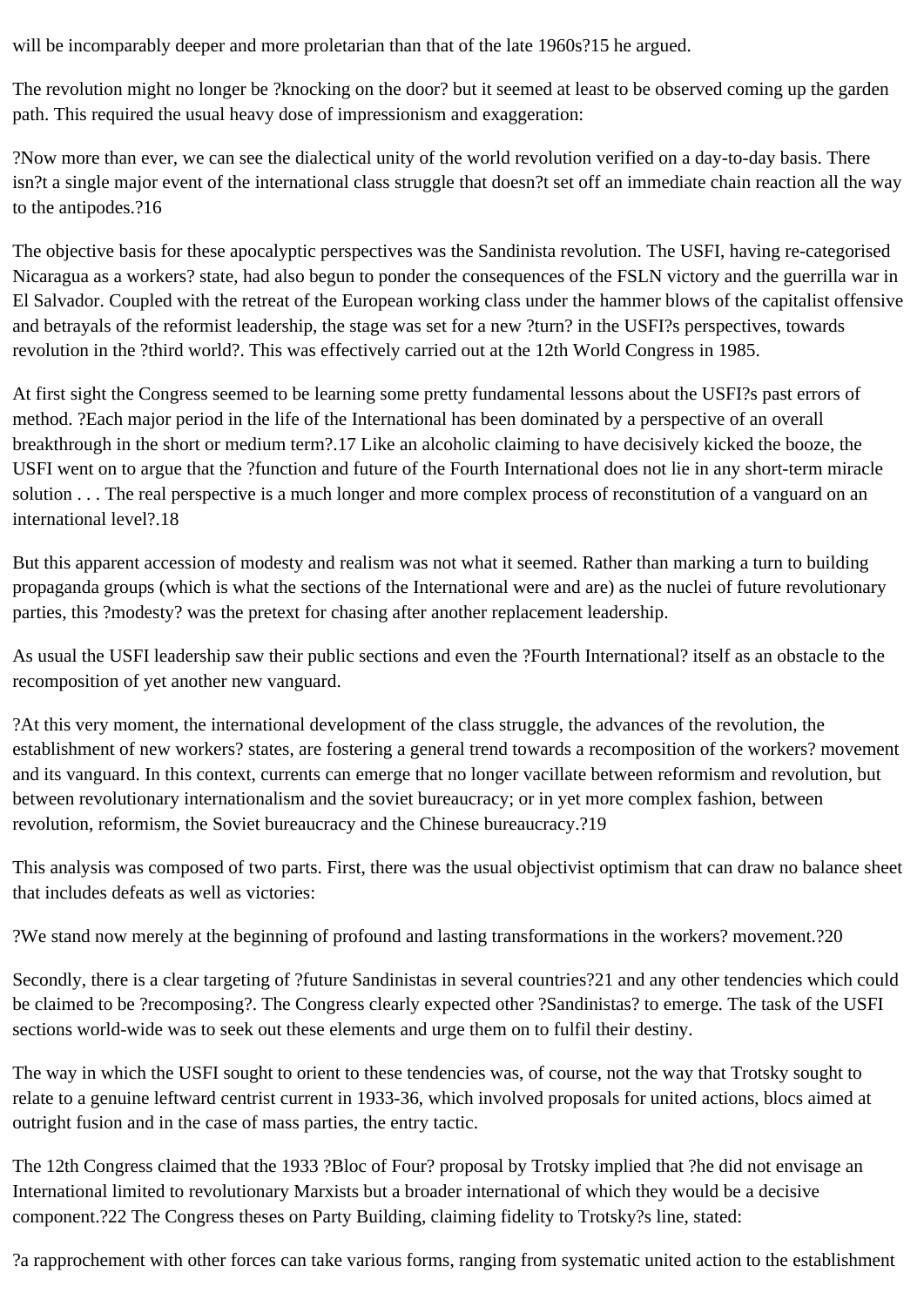will be incomparably deeper and more proletarian than that of the late 1960s?15 he argued.

The revolution might no longer be ?knocking on the door? but it seemed at least to be observed coming up the garden path. This required the usual heavy dose of impressionism and exaggeration:

?Now more than ever, we can see the dialectical unity of the world revolution verified on a day-to-day basis. There isn?t a single major event of the international class struggle that doesn?t set off an immediate chain reaction all the way to the antipodes.?16

The objective basis for these apocalyptic perspectives was the Sandinista revolution. The USFI, having re-categorised Nicaragua as a workers? state, had also begun to ponder the consequences of the FSLN victory and the guerrilla war in El Salvador. Coupled with the retreat of the European working class under the hammer blows of the capitalist offensive and betrayals of the reformist leadership, the stage was set for a new ?turn? in the USFI?s perspectives, towards revolution in the ?third world?. This was effectively carried out at the 12th World Congress in 1985.

At first sight the Congress seemed to be learning some pretty fundamental lessons about the USFI?s past errors of method. ?Each major period in the life of the International has been dominated by a perspective of an overall breakthrough in the short or medium term?.17 Like an alcoholic claiming to have decisively kicked the booze, the USFI went on to argue that the ?function and future of the Fourth International does not lie in any short-term miracle solution . . . The real perspective is a much longer and more complex process of reconstitution of a vanguard on an international level?.18

But this apparent accession of modesty and realism was not what it seemed. Rather than marking a turn to building propaganda groups (which is what the sections of the International were and are) as the nuclei of future revolutionary parties, this ?modesty? was the pretext for chasing after another replacement leadership.

As usual the USFI leadership saw their public sections and even the ?Fourth International? itself as an obstacle to the recomposition of yet another new vanguard.

?At this very moment, the international development of the class struggle, the advances of the revolution, the establishment of new workers? states, are fostering a general trend towards a recomposition of the workers? movement and its vanguard. In this context, currents can emerge that no longer vacillate between reformism and revolution, but between revolutionary internationalism and the soviet bureaucracy; or in yet more complex fashion, between revolution, reformism, the Soviet bureaucracy and the Chinese bureaucracy.?19

This analysis was composed of two parts. First, there was the usual objectivist optimism that can draw no balance sheet that includes defeats as well as victories:

?We stand now merely at the beginning of profound and lasting transformations in the workers? movement.?20

Secondly, there is a clear targeting of ?future Sandinistas in several countries?21 and any other tendencies which could be claimed to be ?recomposing?. The Congress clearly expected other ?Sandinistas? to emerge. The task of the USFI sections world-wide was to seek out these elements and urge them on to fulfil their destiny.

The way in which the USFI sought to orient to these tendencies was, of course, not the way that Trotsky sought to relate to a genuine leftward centrist current in 1933-36, which involved proposals for united actions, blocs aimed at outright fusion and in the case of mass parties, the entry tactic.

The 12th Congress claimed that the 1933 ?Bloc of Four? proposal by Trotsky implied that ?he did not envisage an International limited to revolutionary Marxists but a broader international of which they would be a decisive component.?22 The Congress theses on Party Building, claiming fidelity to Trotsky?s line, stated:

?a rapprochement with other forces can take various forms, ranging from systematic united action to the establishment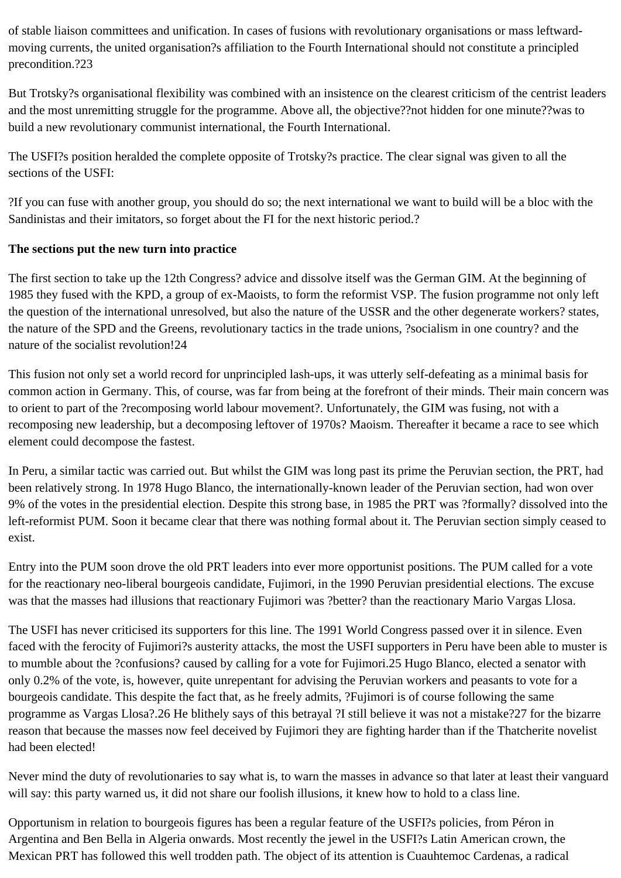of stable liaison committees and unification. In cases of fusions with revolutionary organisations or mass leftward-moving currents, the united organisation?s affiliation to the Fourth International should not constitute a principled precondition.?23

But Trotsky?s organisational flexibility was combined with an insistence on the clearest criticism of the centrist leaders and the most unremitting struggle for the programme. Above all, the objective??not hidden for one minute??was to build a new revolutionary communist international, the Fourth International.

The USFI?s position heralded the complete opposite of Trotsky?s practice. The clear signal was given to all the sections of the USFI:

?If you can fuse with another group, you should do so; the next international we want to build will be a bloc with the Sandinistas and their imitators, so forget about the FI for the next historic period.?

**The sections put the new turn into practice**

The first section to take up the 12th Congress? advice and dissolve itself was the German GIM. At the beginning of 1985 they fused with the KPD, a group of ex-Maoists, to form the reformist VSP. The fusion programme not only left the question of the international unresolved, but also the nature of the USSR and the other degenerate workers? states, the nature of the SPD and the Greens, revolutionary tactics in the trade unions, ?socialism in one country? and the nature of the socialist revolution!24

This fusion not only set a world record for unprincipled lash-ups, it was utterly self-defeating as a minimal basis for common action in Germany. This, of course, was far from being at the forefront of their minds. Their main concern was to orient to part of the ?recomposing world labour movement?. Unfortunately, the GIM was fusing, not with a recomposing new leadership, but a decomposing leftover of 1970s? Maoism. Thereafter it became a race to see which element could decompose the fastest.

In Peru, a similar tactic was carried out. But whilst the GIM was long past its prime the Peruvian section, the PRT, had been relatively strong. In 1978 Hugo Blanco, the internationally-known leader of the Peruvian section, had won over 9% of the votes in the presidential election. Despite this strong base, in 1985 the PRT was ?formally? dissolved into the left-reformist PUM. Soon it became clear that there was nothing formal about it. The Peruvian section simply ceased to exist.

Entry into the PUM soon drove the old PRT leaders into ever more opportunist positions. The PUM called for a vote for the reactionary neo-liberal bourgeois candidate, Fujimori, in the 1990 Peruvian presidential elections. The excuse was that the masses had illusions that reactionary Fujimori was ?better? than the reactionary Mario Vargas Llosa.

The USFI has never criticised its supporters for this line. The 1991 World Congress passed over it in silence. Even faced with the ferocity of Fujimori?s austerity attacks, the most the USFI supporters in Peru have been able to muster is to mumble about the ?confusions? caused by calling for a vote for Fujimori.25 Hugo Blanco, elected a senator with only 0.2% of the vote, is, however, quite unrepentant for advising the Peruvian workers and peasants to vote for a bourgeois candidate. This despite the fact that, as he freely admits, ?Fujimori is of course following the same programme as Vargas Llosa?.26 He blithely says of this betrayal ?I still believe it was not a mistake?27 for the bizarre reason that because the masses now feel deceived by Fujimori they are fighting harder than if the Thatcherite novelist had been elected!

Never mind the duty of revolutionaries to say what is, to warn the masses in advance so that later at least their vanguard will say: this party warned us, it did not share our foolish illusions, it knew how to hold to a class line.

Opportunism in relation to bourgeois figures has been a regular feature of the USFI?s policies, from Péron in Argentina and Ben Bella in Algeria onwards. Most recently the jewel in the USFI?s Latin American crown, the Mexican PRT has followed this well trodden path. The object of its attention is Cuauhtemoc Cardenas, a radical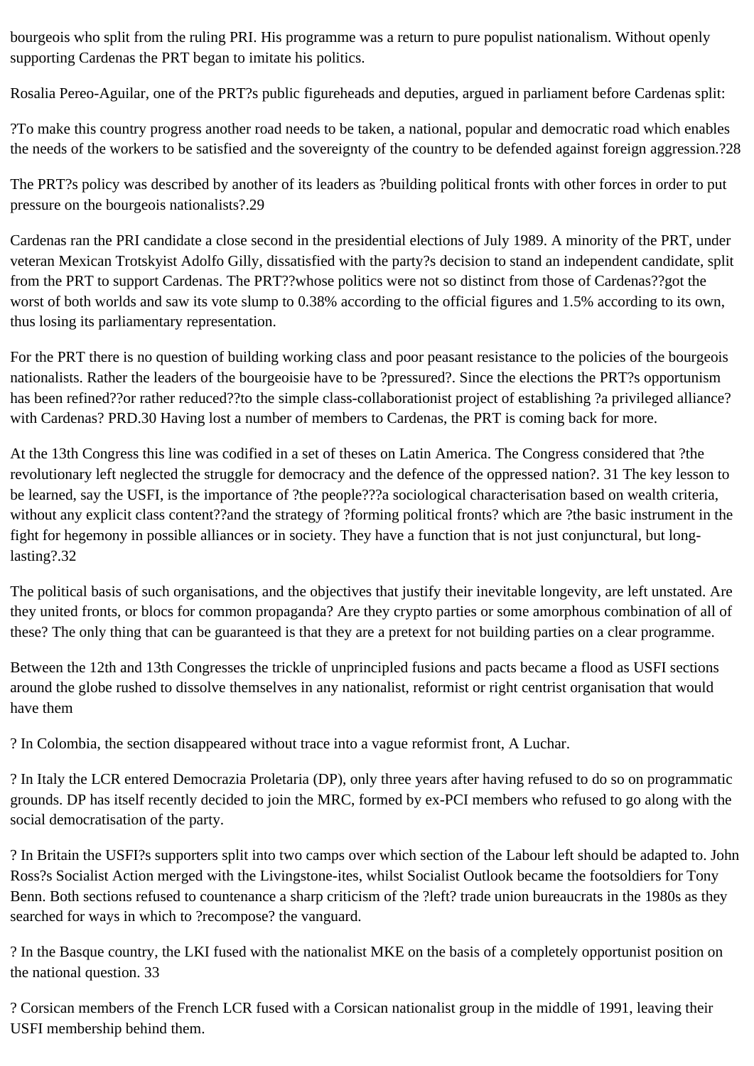bourgeois who split from the ruling PRI. His programme was a return to pure populist nationalism. Without openly supporting Cardenas the PRT began to imitate his politics.

Rosalia Pereo-Aguilar, one of the PRT?s public figureheads and deputies, argued in parliament before Cardenas split:

?To make this country progress another road needs to be taken, a national, popular and democratic road which enables the needs of the workers to be satisfied and the sovereignty of the country to be defended against foreign aggression.?28

The PRT?s policy was described by another of its leaders as ?building political fronts with other forces in order to put pressure on the bourgeois nationalists?.29

Cardenas ran the PRI candidate a close second in the presidential elections of July 1989. A minority of the PRT, under veteran Mexican Trotskyist Adolfo Gilly, dissatisfied with the party?s decision to stand an independent candidate, split from the PRT to support Cardenas. The PRT??whose politics were not so distinct from those of Cardenas??got the worst of both worlds and saw its vote slump to 0.38% according to the official figures and 1.5% according to its own, thus losing its parliamentary representation.

For the PRT there is no question of building working class and poor peasant resistance to the policies of the bourgeois nationalists. Rather the leaders of the bourgeoisie have to be ?pressured?. Since the elections the PRT?s opportunism has been refined??or rather reduced??to the simple class-collaborationist project of establishing ?a privileged alliance? with Cardenas? PRD.30 Having lost a number of members to Cardenas, the PRT is coming back for more.

At the 13th Congress this line was codified in a set of theses on Latin America. The Congress considered that ?the revolutionary left neglected the struggle for democracy and the defence of the oppressed nation?. 31 The key lesson to be learned, say the USFI, is the importance of ?the people???a sociological characterisation based on wealth criteria, without any explicit class content??and the strategy of ?forming political fronts? which are ?the basic instrument in the fight for hegemony in possible alliances or in society. They have a function that is not just conjunctural, but long-lasting?.32

The political basis of such organisations, and the objectives that justify their inevitable longevity, are left unstated. Are they united fronts, or blocs for common propaganda? Are they crypto parties or some amorphous combination of all of these? The only thing that can be guaranteed is that they are a pretext for not building parties on a clear programme.

Between the 12th and 13th Congresses the trickle of unprincipled fusions and pacts became a flood as USFI sections around the globe rushed to dissolve themselves in any nationalist, reformist or right centrist organisation that would have them

? In Colombia, the section disappeared without trace into a vague reformist front, A Luchar.

? In Italy the LCR entered Democrazia Proletaria (DP), only three years after having refused to do so on programmatic grounds. DP has itself recently decided to join the MRC, formed by ex-PCI members who refused to go along with the social democratisation of the party.

? In Britain the USFI?s supporters split into two camps over which section of the Labour left should be adapted to. John Ross?s Socialist Action merged with the Livingstone-ites, whilst Socialist Outlook became the footsoldiers for Tony Benn. Both sections refused to countenance a sharp criticism of the ?left? trade union bureaucrats in the 1980s as they searched for ways in which to ?recompose? the vanguard.

? In the Basque country, the LKI fused with the nationalist MKE on the basis of a completely opportunist position on the national question. 33

? Corsican members of the French LCR fused with a Corsican nationalist group in the middle of 1991, leaving their USFI membership behind them.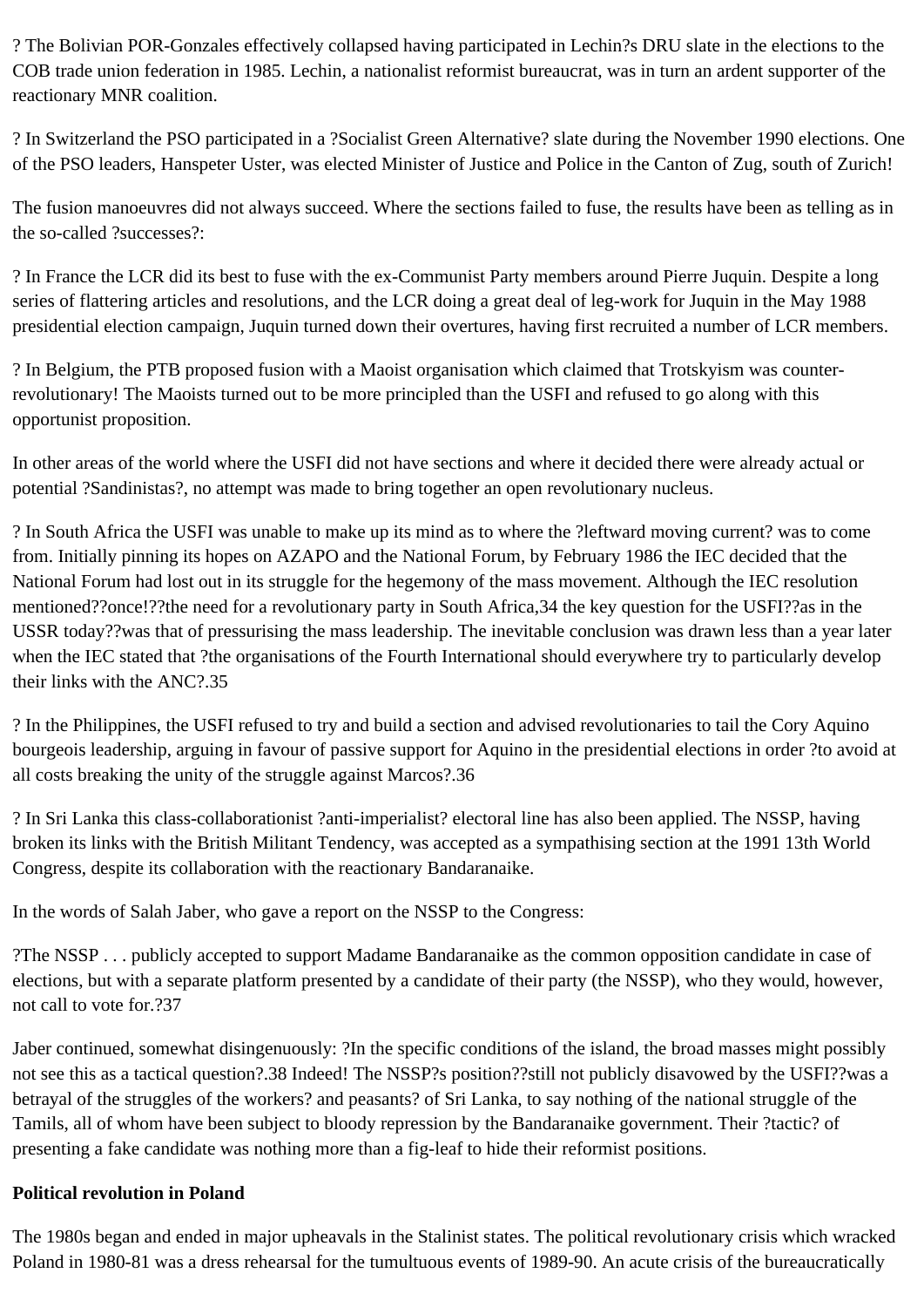? The Bolivian POR-Gonzales effectively collapsed having participated in Lechin?s DRU slate in the elections to the COB trade union federation in 1985. Lechin, a nationalist reformist bureaucrat, was in turn an ardent supporter of the reactionary MNR coalition.

? In Switzerland the PSO participated in a ?Socialist Green Alternative? slate during the November 1990 elections. One of the PSO leaders, Hanspeter Uster, was elected Minister of Justice and Police in the Canton of Zug, south of Zurich!

The fusion manoeuvres did not always succeed. Where the sections failed to fuse, the results have been as telling as in the so-called ?successes?:

? In France the LCR did its best to fuse with the ex-Communist Party members around Pierre Juquin. Despite a long series of flattering articles and resolutions, and the LCR doing a great deal of leg-work for Juquin in the May 1988 presidential election campaign, Juquin turned down their overtures, having first recruited a number of LCR members.

? In Belgium, the PTB proposed fusion with a Maoist organisation which claimed that Trotskyism was counter-revolutionary! The Maoists turned out to be more principled than the USFI and refused to go along with this opportunist proposition.

In other areas of the world where the USFI did not have sections and where it decided there were already actual or potential ?Sandinistas?, no attempt was made to bring together an open revolutionary nucleus.

? In South Africa the USFI was unable to make up its mind as to where the ?leftward moving current? was to come from. Initially pinning its hopes on AZAPO and the National Forum, by February 1986 the IEC decided that the National Forum had lost out in its struggle for the hegemony of the mass movement. Although the IEC resolution mentioned??once!??the need for a revolutionary party in South Africa,34 the key question for the USFI??as in the USSR today??was that of pressurising the mass leadership. The inevitable conclusion was drawn less than a year later when the IEC stated that ?the organisations of the Fourth International should everywhere try to particularly develop their links with the ANC?.35

? In the Philippines, the USFI refused to try and build a section and advised revolutionaries to tail the Cory Aquino bourgeois leadership, arguing in favour of passive support for Aquino in the presidential elections in order ?to avoid at all costs breaking the unity of the struggle against Marcos?.36

? In Sri Lanka this class-collaborationist ?anti-imperialist? electoral line has also been applied. The NSSP, having broken its links with the British Militant Tendency, was accepted as a sympathising section at the 1991 13th World Congress, despite its collaboration with the reactionary Bandaranaike.

In the words of Salah Jaber, who gave a report on the NSSP to the Congress:

?The NSSP . . . publicly accepted to support Madame Bandaranaike as the common opposition candidate in case of elections, but with a separate platform presented by a candidate of their party (the NSSP), who they would, however, not call to vote for.?37

Jaber continued, somewhat disingenuously: ?In the specific conditions of the island, the broad masses might possibly not see this as a tactical question?.38 Indeed! The NSSP?s position??still not publicly disavowed by the USFI??was a betrayal of the struggles of the workers? and peasants? of Sri Lanka, to say nothing of the national struggle of the Tamils, all of whom have been subject to bloody repression by the Bandaranaike government. Their ?tactic? of presenting a fake candidate was nothing more than a fig-leaf to hide their reformist positions.

**Political revolution in Poland**

The 1980s began and ended in major upheavals in the Stalinist states. The political revolutionary crisis which wracked Poland in 1980-81 was a dress rehearsal for the tumultuous events of 1989-90. An acute crisis of the bureaucratically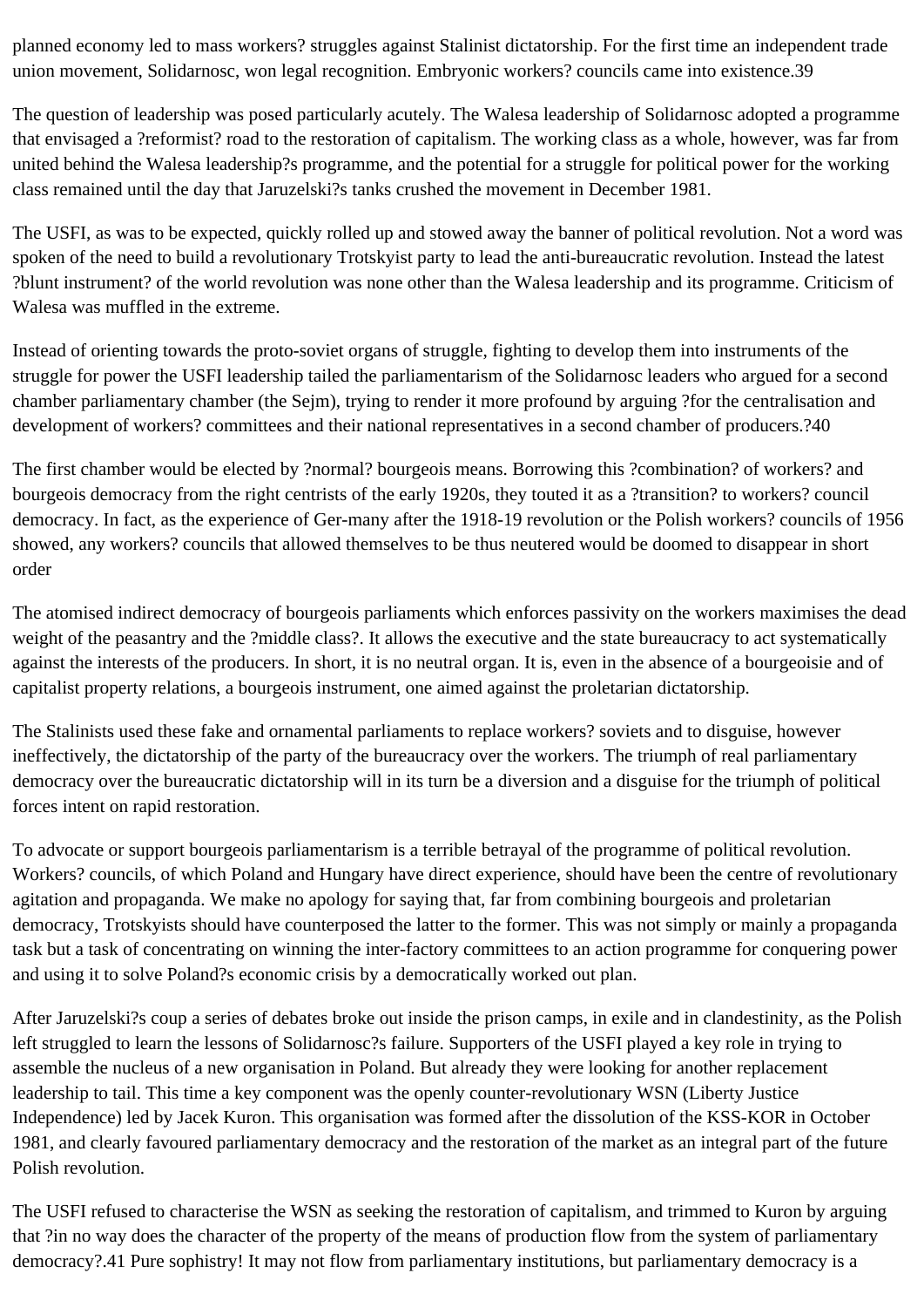planned economy led to mass workers? struggles against Stalinist dictatorship. For the first time an independent trade union movement, Solidarnosc, won legal recognition. Embryonic workers? councils came into existence.39

The question of leadership was posed particularly acutely. The Walesa leadership of Solidarnosc adopted a programme that envisaged a ?reformist? road to the restoration of capitalism. The working class as a whole, however, was far from united behind the Walesa leadership?s programme, and the potential for a struggle for political power for the working class remained until the day that Jaruzelski?s tanks crushed the movement in December 1981.

The USFI, as was to be expected, quickly rolled up and stowed away the banner of political revolution. Not a word was spoken of the need to build a revolutionary Trotskyist party to lead the anti-bureaucratic revolution. Instead the latest ?blunt instrument? of the world revolution was none other than the Walesa leadership and its programme. Criticism of Walesa was muffled in the extreme.

Instead of orienting towards the proto-soviet organs of struggle, fighting to develop them into instruments of the struggle for power the USFI leadership tailed the parliamentarism of the Solidarnosc leaders who argued for a second chamber parliamentary chamber (the Sejm), trying to render it more profound by arguing ?for the centralisation and development of workers? committees and their national representatives in a second chamber of producers.?40

The first chamber would be elected by ?normal? bourgeois means. Borrowing this ?combination? of workers? and bourgeois democracy from the right centrists of the early 1920s, they touted it as a ?transition? to workers? council democracy. In fact, as the experience of Ger-many after the 1918-19 revolution or the Polish workers? councils of 1956 showed, any workers? councils that allowed themselves to be thus neutered would be doomed to disappear in short order

The atomised indirect democracy of bourgeois parliaments which enforces passivity on the workers maximises the dead weight of the peasantry and the ?middle class?. It allows the executive and the state bureaucracy to act systematically against the interests of the producers. In short, it is no neutral organ. It is, even in the absence of a bourgeoisie and of capitalist property relations, a bourgeois instrument, one aimed against the proletarian dictatorship.

The Stalinists used these fake and ornamental parliaments to replace workers? soviets and to disguise, however ineffectively, the dictatorship of the party of the bureaucracy over the workers. The triumph of real parliamentary democracy over the bureaucratic dictatorship will in its turn be a diversion and a disguise for the triumph of political forces intent on rapid restoration.

To advocate or support bourgeois parliamentarism is a terrible betrayal of the programme of political revolution. Workers? councils, of which Poland and Hungary have direct experience, should have been the centre of revolutionary agitation and propaganda. We make no apology for saying that, far from combining bourgeois and proletarian democracy, Trotskyists should have counterposed the latter to the former. This was not simply or mainly a propaganda task but a task of concentrating on winning the inter-factory committees to an action programme for conquering power and using it to solve Poland?s economic crisis by a democratically worked out plan.

After Jaruzelski?s coup a series of debates broke out inside the prison camps, in exile and in clandestinity, as the Polish left struggled to learn the lessons of Solidarnosc?s failure. Supporters of the USFI played a key role in trying to assemble the nucleus of a new organisation in Poland. But already they were looking for another replacement leadership to tail. This time a key component was the openly counter-revolutionary WSN (Liberty Justice Independence) led by Jacek Kuron. This organisation was formed after the dissolution of the KSS-KOR in October 1981, and clearly favoured parliamentary democracy and the restoration of the market as an integral part of the future Polish revolution.

The USFI refused to characterise the WSN as seeking the restoration of capitalism, and trimmed to Kuron by arguing that ?in no way does the character of the property of the means of production flow from the system of parliamentary democracy?.41 Pure sophistry! It may not flow from parliamentary institutions, but parliamentary democracy is a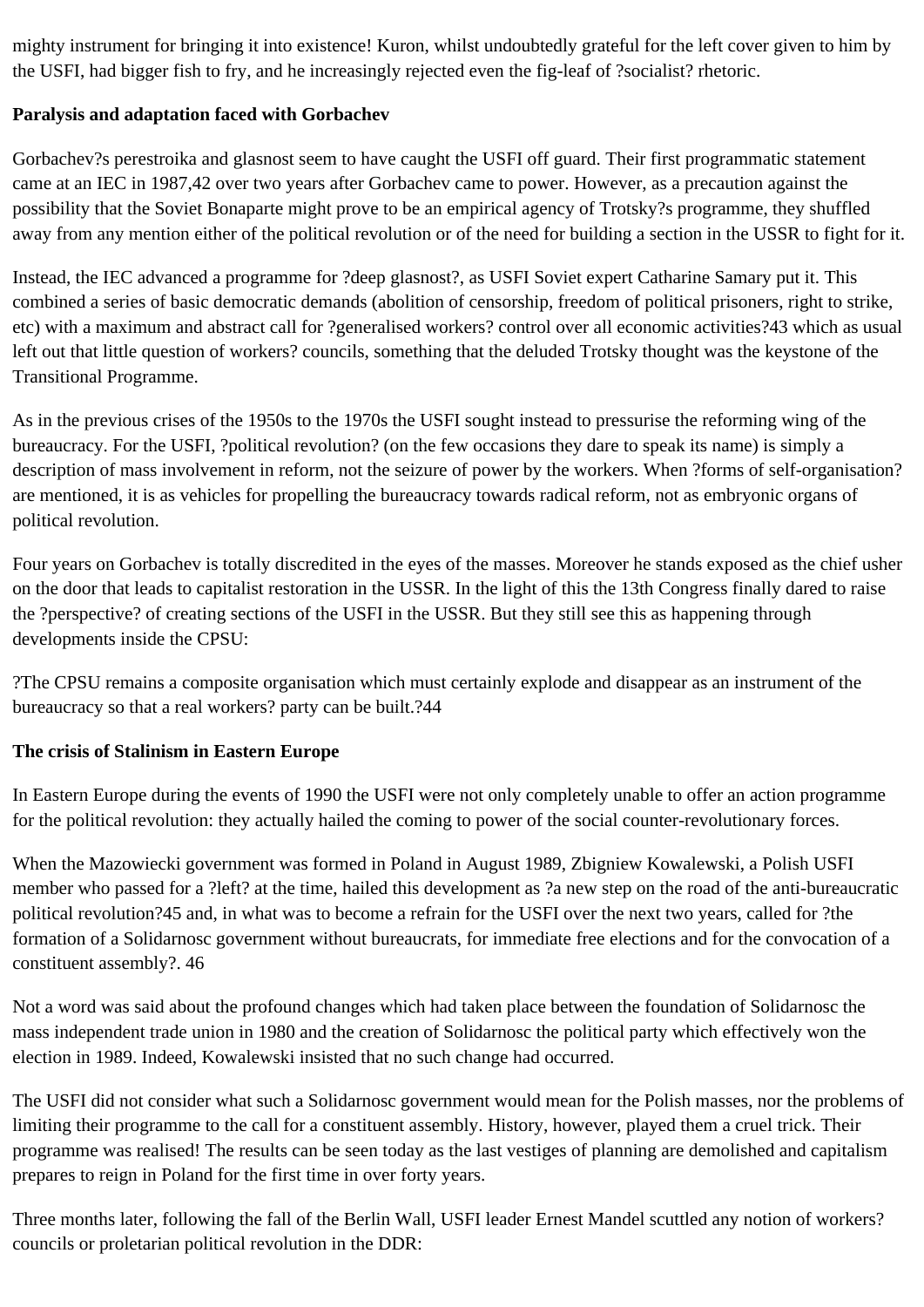mighty instrument for bringing it into existence! Kuron, whilst undoubtedly grateful for the left cover given to him by the USFI, had bigger fish to fry, and he increasingly rejected even the fig-leaf of ?socialist? rhetoric.

**Paralysis and adaptation faced with Gorbachev**

Gorbachev?s perestroika and glasnost seem to have caught the USFI off guard. Their first programmatic statement came at an IEC in 1987,42 over two years after Gorbachev came to power. However, as a precaution against the possibility that the Soviet Bonaparte might prove to be an empirical agency of Trotsky?s programme, they shuffled away from any mention either of the political revolution or of the need for building a section in the USSR to fight for it.

Instead, the IEC advanced a programme for ?deep glasnost?, as USFI Soviet expert Catharine Samary put it. This combined a series of basic democratic demands (abolition of censorship, freedom of political prisoners, right to strike, etc) with a maximum and abstract call for ?generalised workers? control over all economic activities?43 which as usual left out that little question of workers? councils, something that the deluded Trotsky thought was the keystone of the Transitional Programme.

As in the previous crises of the 1950s to the 1970s the USFI sought instead to pressurise the reforming wing of the bureaucracy. For the USFI, ?political revolution? (on the few occasions they dare to speak its name) is simply a description of mass involvement in reform, not the seizure of power by the workers. When ?forms of self-organisation? are mentioned, it is as vehicles for propelling the bureaucracy towards radical reform, not as embryonic organs of political revolution.

Four years on Gorbachev is totally discredited in the eyes of the masses. Moreover he stands exposed as the chief usher on the door that leads to capitalist restoration in the USSR. In the light of this the 13th Congress finally dared to raise the ?perspective? of creating sections of the USFI in the USSR. But they still see this as happening through developments inside the CPSU:

?The CPSU remains a composite organisation which must certainly explode and disappear as an instrument of the bureaucracy so that a real workers? party can be built.?44

**The crisis of Stalinism in Eastern Europe**

In Eastern Europe during the events of 1990 the USFI were not only completely unable to offer an action programme for the political revolution: they actually hailed the coming to power of the social counter-revolutionary forces.

When the Mazowiecki government was formed in Poland in August 1989, Zbigniew Kowalewski, a Polish USFI member who passed for a ?left? at the time, hailed this development as ?a new step on the road of the anti-bureaucratic political revolution?45 and, in what was to become a refrain for the USFI over the next two years, called for ?the formation of a Solidarnosc government without bureaucrats, for immediate free elections and for the convocation of a constituent assembly?. 46

Not a word was said about the profound changes which had taken place between the foundation of Solidarnosc the mass independent trade union in 1980 and the creation of Solidarnosc the political party which effectively won the election in 1989. Indeed, Kowalewski insisted that no such change had occurred.

The USFI did not consider what such a Solidarnosc government would mean for the Polish masses, nor the problems of limiting their programme to the call for a constituent assembly. History, however, played them a cruel trick. Their programme was realised! The results can be seen today as the last vestiges of planning are demolished and capitalism prepares to reign in Poland for the first time in over forty years.

Three months later, following the fall of the Berlin Wall, USFI leader Ernest Mandel scuttled any notion of workers? councils or proletarian political revolution in the DDR: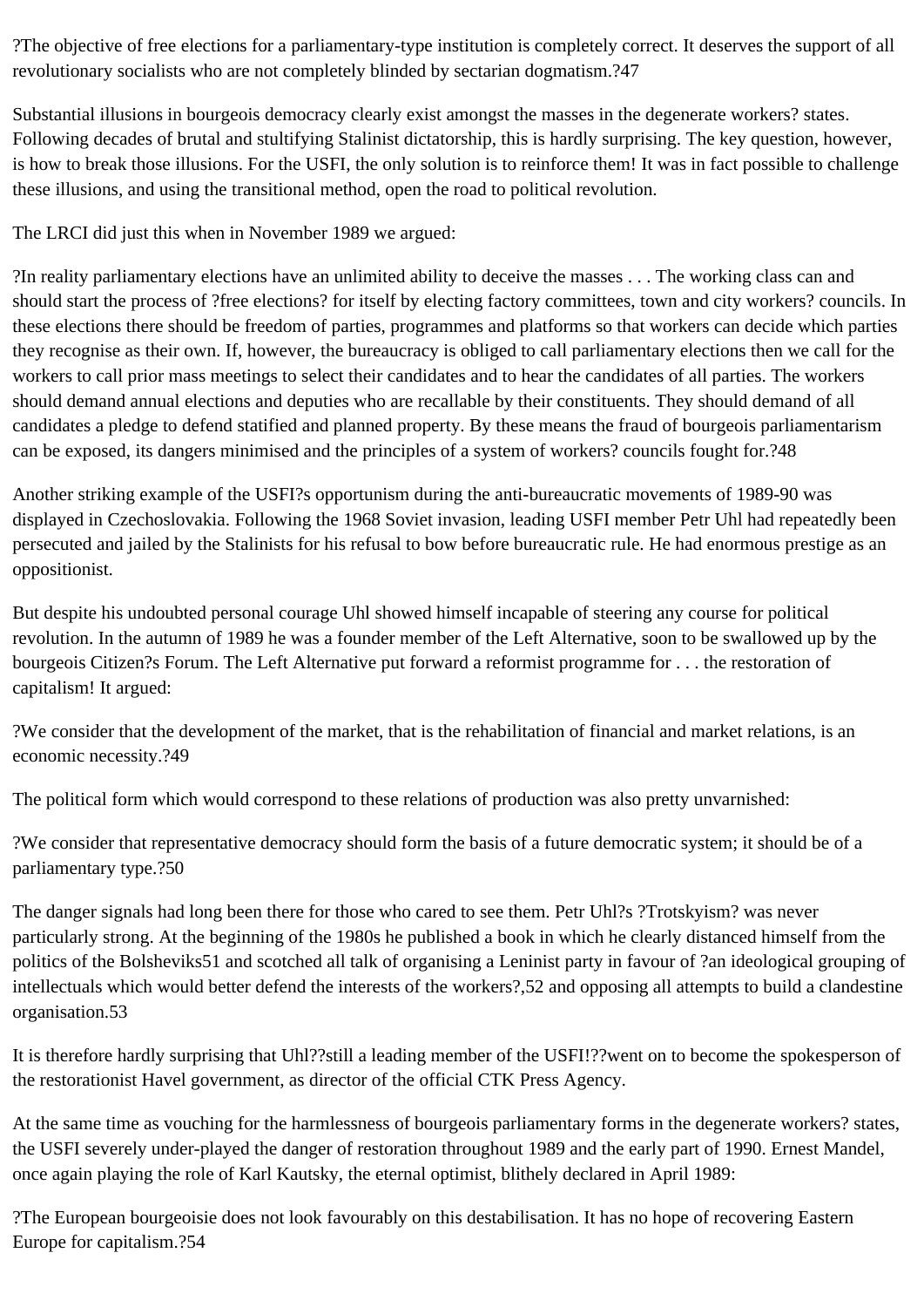?The objective of free elections for a parliamentary-type institution is completely correct. It deserves the support of all revolutionary socialists who are not completely blinded by sectarian dogmatism.?47

Substantial illusions in bourgeois democracy clearly exist amongst the masses in the degenerate workers? states. Following decades of brutal and stultifying Stalinist dictatorship, this is hardly surprising. The key question, however, is how to break those illusions. For the USFI, the only solution is to reinforce them! It was in fact possible to challenge these illusions, and using the transitional method, open the road to political revolution.

The LRCI did just this when in November 1989 we argued:

?In reality parliamentary elections have an unlimited ability to deceive the masses . . . The working class can and should start the process of ?free elections? for itself by electing factory committees, town and city workers? councils. In these elections there should be freedom of parties, programmes and platforms so that workers can decide which parties they recognise as their own. If, however, the bureaucracy is obliged to call parliamentary elections then we call for the workers to call prior mass meetings to select their candidates and to hear the candidates of all parties. The workers should demand annual elections and deputies who are recallable by their constituents. They should demand of all candidates a pledge to defend statified and planned property. By these means the fraud of bourgeois parliamentarism can be exposed, its dangers minimised and the principles of a system of workers? councils fought for.?48

Another striking example of the USFI?s opportunism during the anti-bureaucratic movements of 1989-90 was displayed in Czechoslovakia. Following the 1968 Soviet invasion, leading USFI member Petr Uhl had repeatedly been persecuted and jailed by the Stalinists for his refusal to bow before bureaucratic rule. He had enormous prestige as an oppositionist.

But despite his undoubted personal courage Uhl showed himself incapable of steering any course for political revolution. In the autumn of 1989 he was a founder member of the Left Alternative, soon to be swallowed up by the bourgeois Citizen?s Forum. The Left Alternative put forward a reformist programme for . . . the restoration of capitalism! It argued:

?We consider that the development of the market, that is the rehabilitation of financial and market relations, is an economic necessity.?49

The political form which would correspond to these relations of production was also pretty unvarnished:

?We consider that representative democracy should form the basis of a future democratic system; it should be of a parliamentary type.?50

The danger signals had long been there for those who cared to see them. Petr Uhl?s ?Trotskyism? was never particularly strong. At the beginning of the 1980s he published a book in which he clearly distanced himself from the politics of the Bolsheviks51 and scotched all talk of organising a Leninist party in favour of ?an ideological grouping of intellectuals which would better defend the interests of the workers?,52 and opposing all attempts to build a clandestine organisation.53

It is therefore hardly surprising that Uhl??still a leading member of the USFI!??went on to become the spokesperson of the restorationist Havel government, as director of the official CTK Press Agency.

At the same time as vouching for the harmlessness of bourgeois parliamentary forms in the degenerate workers? states, the USFI severely under-played the danger of restoration throughout 1989 and the early part of 1990. Ernest Mandel, once again playing the role of Karl Kautsky, the eternal optimist, blithely declared in April 1989:

?The European bourgeoisie does not look favourably on this destabilisation. It has no hope of recovering Eastern Europe for capitalism.?54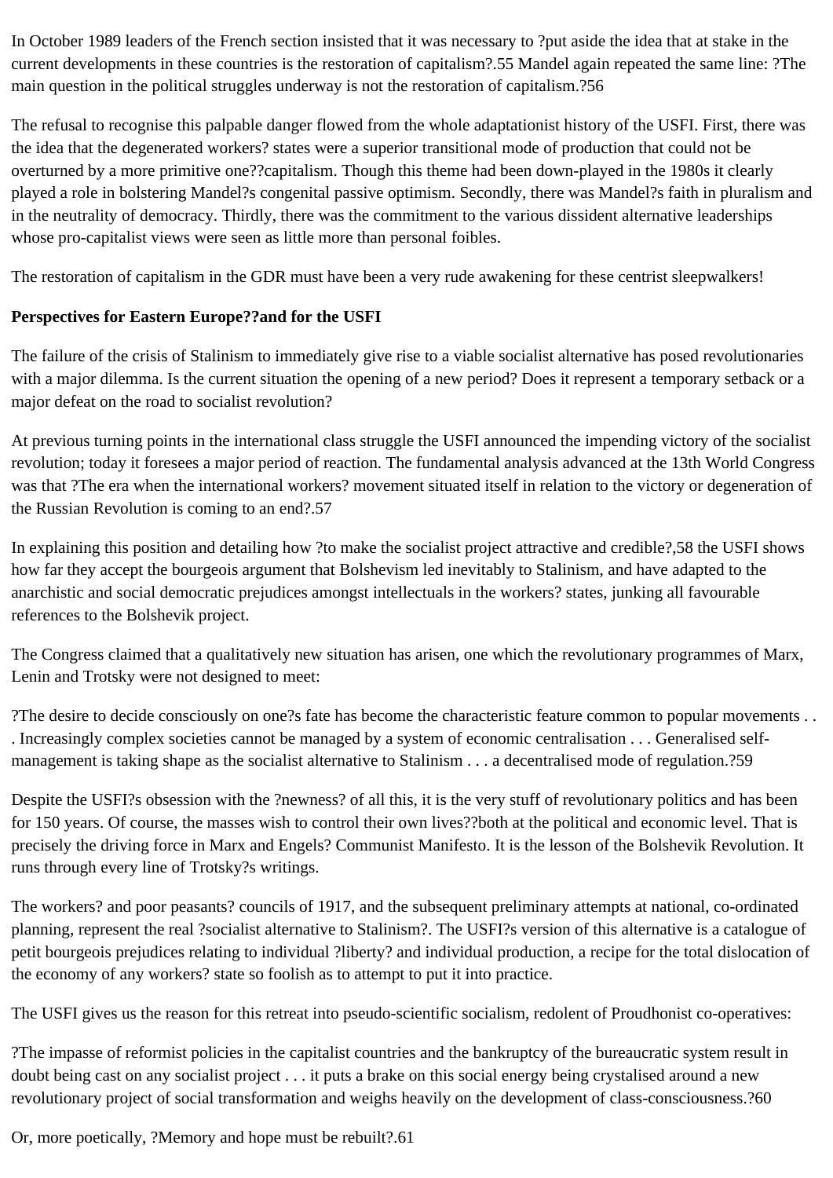In October 1989 leaders of the French section insisted that it was necessary to ?put aside the idea that at stake in the current developments in these countries is the restoration of capitalism?.55 Mandel again repeated the same line: ?The main question in the political struggles underway is not the restoration of capitalism.?56

The refusal to recognise this palpable danger flowed from the whole adaptationist history of the USFI. First, there was the idea that the degenerated workers? states were a superior transitional mode of production that could not be overturned by a more primitive one??capitalism. Though this theme had been down-played in the 1980s it clearly played a role in bolstering Mandel?s congenital passive optimism. Secondly, there was Mandel?s faith in pluralism and in the neutrality of democracy. Thirdly, there was the commitment to the various dissident alternative leaderships whose pro-capitalist views were seen as little more than personal foibles.

The restoration of capitalism in the GDR must have been a very rude awakening for these centrist sleepwalkers!

**Perspectives for Eastern Europe??and for the USFI**

The failure of the crisis of Stalinism to immediately give rise to a viable socialist alternative has posed revolutionaries with a major dilemma. Is the current situation the opening of a new period? Does it represent a temporary setback or a major defeat on the road to socialist revolution?

At previous turning points in the international class struggle the USFI announced the impending victory of the socialist revolution; today it foresees a major period of reaction. The fundamental analysis advanced at the 13th World Congress was that ?The era when the international workers? movement situated itself in relation to the victory or degeneration of the Russian Revolution is coming to an end?.57

In explaining this position and detailing how ?to make the socialist project attractive and credible?,58 the USFI shows how far they accept the bourgeois argument that Bolshevism led inevitably to Stalinism, and have adapted to the anarchistic and social democratic prejudices amongst intellectuals in the workers? states, junking all favourable references to the Bolshevik project.

The Congress claimed that a qualitatively new situation has arisen, one which the revolutionary programmes of Marx, Lenin and Trotsky were not designed to meet:

?The desire to decide consciously on one?s fate has become the characteristic feature common to popular movements . . . Increasingly complex societies cannot be managed by a system of economic centralisation . . . Generalised self-management is taking shape as the socialist alternative to Stalinism . . . a decentralised mode of regulation.?59

Despite the USFI?s obsession with the ?newness? of all this, it is the very stuff of revolutionary politics and has been for 150 years. Of course, the masses wish to control their own lives??both at the political and economic level. That is precisely the driving force in Marx and Engels? Communist Manifesto. It is the lesson of the Bolshevik Revolution. It runs through every line of Trotsky?s writings.

The workers? and poor peasants? councils of 1917, and the subsequent preliminary attempts at national, co-ordinated planning, represent the real ?socialist alternative to Stalinism?. The USFI?s version of this alternative is a catalogue of petit bourgeois prejudices relating to individual ?liberty? and individual production, a recipe for the total dislocation of the economy of any workers? state so foolish as to attempt to put it into practice.

The USFI gives us the reason for this retreat into pseudo-scientific socialism, redolent of Proudhonist co-operatives:

?The impasse of reformist policies in the capitalist countries and the bankruptcy of the bureaucratic system result in doubt being cast on any socialist project . . . it puts a brake on this social energy being crystalised around a new revolutionary project of social transformation and weighs heavily on the development of class-consciousness.?60

Or, more poetically, ?Memory and hope must be rebuilt?.61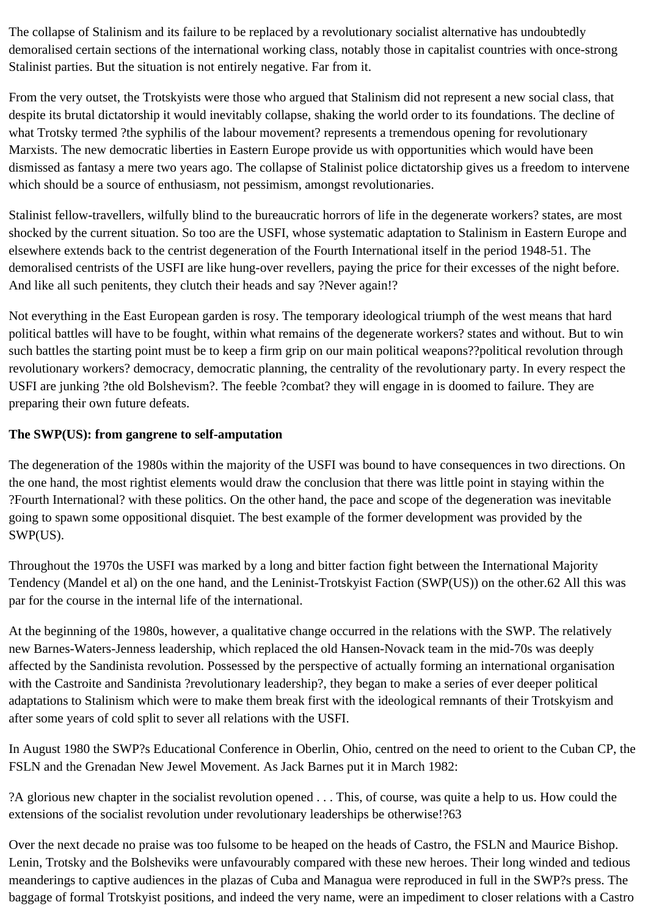The collapse of Stalinism and its failure to be replaced by a revolutionary socialist alternative has undoubtedly demoralised certain sections of the international working class, notably those in capitalist countries with once-strong Stalinist parties. But the situation is not entirely negative. Far from it.

From the very outset, the Trotskyists were those who argued that Stalinism did not represent a new social class, that despite its brutal dictatorship it would inevitably collapse, shaking the world order to its foundations. The decline of what Trotsky termed ?the syphilis of the labour movement? represents a tremendous opening for revolutionary Marxists. The new democratic liberties in Eastern Europe provide us with opportunities which would have been dismissed as fantasy a mere two years ago. The collapse of Stalinist police dictatorship gives us a freedom to intervene which should be a source of enthusiasm, not pessimism, amongst revolutionaries.

Stalinist fellow-travellers, wilfully blind to the bureaucratic horrors of life in the degenerate workers? states, are most shocked by the current situation. So too are the USFI, whose systematic adaptation to Stalinism in Eastern Europe and elsewhere extends back to the centrist degeneration of the Fourth International itself in the period 1948-51. The demoralised centrists of the USFI are like hung-over revellers, paying the price for their excesses of the night before. And like all such penitents, they clutch their heads and say ?Never again!?

Not everything in the East European garden is rosy. The temporary ideological triumph of the west means that hard political battles will have to be fought, within what remains of the degenerate workers? states and without. But to win such battles the starting point must be to keep a firm grip on our main political weapons??political revolution through revolutionary workers? democracy, democratic planning, the centrality of the revolutionary party. In every respect the USFI are junking ?the old Bolshevism?. The feeble ?combat? they will engage in is doomed to failure. They are preparing their own future defeats.

**The SWP(US): from gangrene to self-amputation**

The degeneration of the 1980s within the majority of the USFI was bound to have consequences in two directions. On the one hand, the most rightist elements would draw the conclusion that there was little point in staying within the ?Fourth International? with these politics. On the other hand, the pace and scope of the degeneration was inevitable going to spawn some oppositional disquiet. The best example of the former development was provided by the SWP(US).

Throughout the 1970s the USFI was marked by a long and bitter faction fight between the International Majority Tendency (Mandel et al) on the one hand, and the Leninist-Trotskyist Faction (SWP(US)) on the other.62 All this was par for the course in the internal life of the international.

At the beginning of the 1980s, however, a qualitative change occurred in the relations with the SWP. The relatively new Barnes-Waters-Jenness leadership, which replaced the old Hansen-Novack team in the mid-70s was deeply affected by the Sandinista revolution. Possessed by the perspective of actually forming an international organisation with the Castroite and Sandinista ?revolutionary leadership?, they began to make a series of ever deeper political adaptations to Stalinism which were to make them break first with the ideological remnants of their Trotskyism and after some years of cold split to sever all relations with the USFI.

In August 1980 the SWP?s Educational Conference in Oberlin, Ohio, centred on the need to orient to the Cuban CP, the FSLN and the Grenadan New Jewel Movement. As Jack Barnes put it in March 1982:

?A glorious new chapter in the socialist revolution opened . . . This, of course, was quite a help to us. How could the extensions of the socialist revolution under revolutionary leaderships be otherwise!?63

Over the next decade no praise was too fulsome to be heaped on the heads of Castro, the FSLN and Maurice Bishop. Lenin, Trotsky and the Bolsheviks were unfavourably compared with these new heroes. Their long winded and tedious meanderings to captive audiences in the plazas of Cuba and Managua were reproduced in full in the SWP?s press. The baggage of formal Trotskyist positions, and indeed the very name, were an impediment to closer relations with a Castro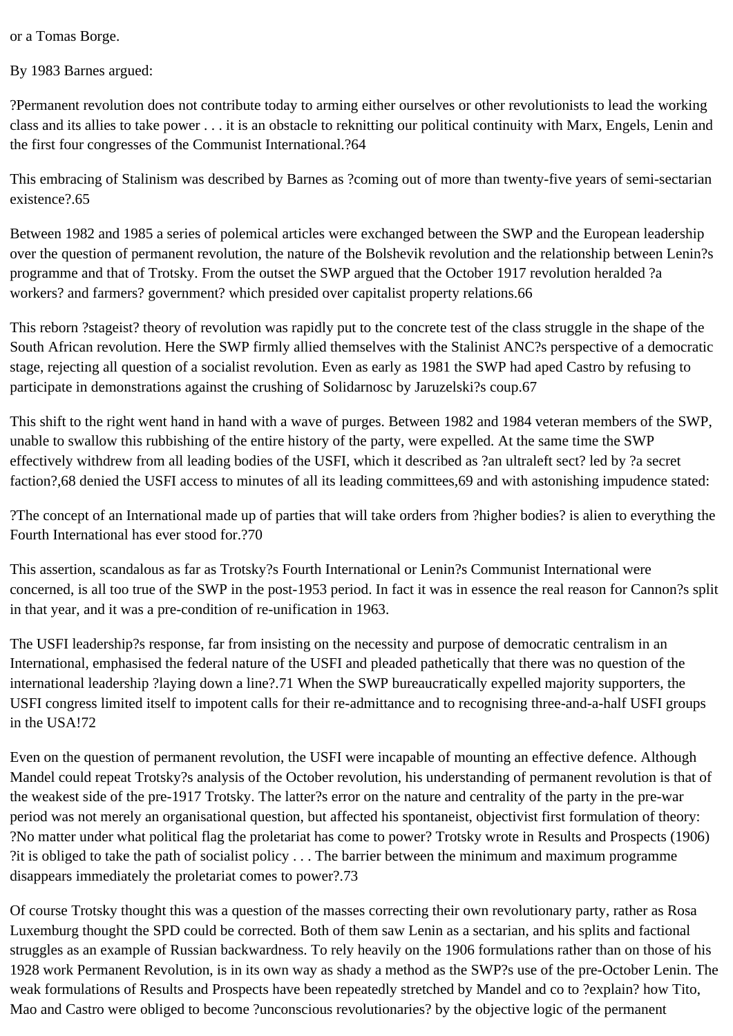or a Tomas Borge.

By 1983 Barnes argued:

?Permanent revolution does not contribute today to arming either ourselves or other revolutionists to lead the working class and its allies to take power . . . it is an obstacle to reknitting our political continuity with Marx, Engels, Lenin and the first four congresses of the Communist International.?64

This embracing of Stalinism was described by Barnes as ?coming out of more than twenty-five years of semi-sectarian existence?.65

Between 1982 and 1985 a series of polemical articles were exchanged between the SWP and the European leadership over the question of permanent revolution, the nature of the Bolshevik revolution and the relationship between Lenin?s programme and that of Trotsky. From the outset the SWP argued that the October 1917 revolution heralded ?a workers? and farmers? government? which presided over capitalist property relations.66

This reborn ?stageist? theory of revolution was rapidly put to the concrete test of the class struggle in the shape of the South African revolution. Here the SWP firmly allied themselves with the Stalinist ANC?s perspective of a democratic stage, rejecting all question of a socialist revolution. Even as early as 1981 the SWP had aped Castro by refusing to participate in demonstrations against the crushing of Solidarnosc by Jaruzelski?s coup.67

This shift to the right went hand in hand with a wave of purges. Between 1982 and 1984 veteran members of the SWP, unable to swallow this rubbishing of the entire history of the party, were expelled. At the same time the SWP effectively withdrew from all leading bodies of the USFI, which it described as ?an ultraleft sect? led by ?a secret faction?,68 denied the USFI access to minutes of all its leading committees,69 and with astonishing impudence stated:

?The concept of an International made up of parties that will take orders from ?higher bodies? is alien to everything the Fourth International has ever stood for.?70

This assertion, scandalous as far as Trotsky?s Fourth International or Lenin?s Communist International were concerned, is all too true of the SWP in the post-1953 period. In fact it was in essence the real reason for Cannon?s split in that year, and it was a pre-condition of re-unification in 1963.

The USFI leadership?s response, far from insisting on the necessity and purpose of democratic centralism in an International, emphasised the federal nature of the USFI and pleaded pathetically that there was no question of the international leadership ?laying down a line?.71 When the SWP bureaucratically expelled majority supporters, the USFI congress limited itself to impotent calls for their re-admittance and to recognising three-and-a-half USFI groups in the USA!72

Even on the question of permanent revolution, the USFI were incapable of mounting an effective defence. Although Mandel could repeat Trotsky?s analysis of the October revolution, his understanding of permanent revolution is that of the weakest side of the pre-1917 Trotsky. The latter?s error on the nature and centrality of the party in the pre-war period was not merely an organisational question, but affected his spontaneist, objectivist first formulation of theory: ?No matter under what political flag the proletariat has come to power? Trotsky wrote in Results and Prospects (1906) ?it is obliged to take the path of socialist policy . . . The barrier between the minimum and maximum programme disappears immediately the proletariat comes to power?.73

Of course Trotsky thought this was a question of the masses correcting their own revolutionary party, rather as Rosa Luxemburg thought the SPD could be corrected. Both of them saw Lenin as a sectarian, and his splits and factional struggles as an example of Russian backwardness. To rely heavily on the 1906 formulations rather than on those of his 1928 work Permanent Revolution, is in its own way as shady a method as the SWP?s use of the pre-October Lenin. The weak formulations of Results and Prospects have been repeatedly stretched by Mandel and co to ?explain? how Tito, Mao and Castro were obliged to become ?unconscious revolutionaries? by the objective logic of the permanent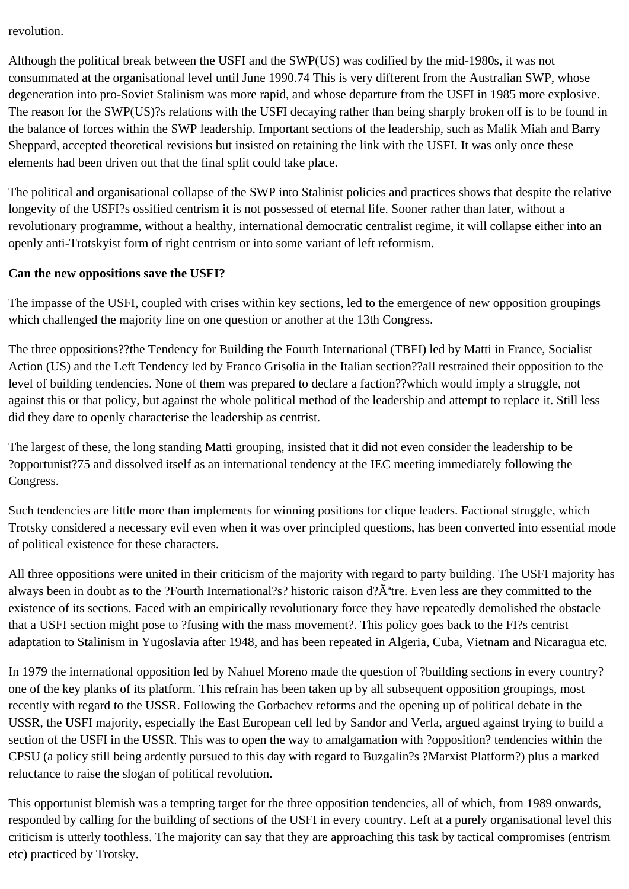revolution.

Although the political break between the USFI and the SWP(US) was codified by the mid-1980s, it was not consummated at the organisational level until June 1990.74 This is very different from the Australian SWP, whose degeneration into pro-Soviet Stalinism was more rapid, and whose departure from the USFI in 1985 more explosive. The reason for the SWP(US)?s relations with the USFI decaying rather than being sharply broken off is to be found in the balance of forces within the SWP leadership. Important sections of the leadership, such as Malik Miah and Barry Sheppard, accepted theoretical revisions but insisted on retaining the link with the USFI. It was only once these elements had been driven out that the final split could take place.

The political and organisational collapse of the SWP into Stalinist policies and practices shows that despite the relative longevity of the USFI?s ossified centrism it is not possessed of eternal life. Sooner rather than later, without a revolutionary programme, without a healthy, international democratic centralist regime, it will collapse either into an openly anti-Trotskyist form of right centrism or into some variant of left reformism.

**Can the new oppositions save the USFI?**

The impasse of the USFI, coupled with crises within key sections, led to the emergence of new opposition groupings which challenged the majority line on one question or another at the 13th Congress.

The three oppositions??the Tendency for Building the Fourth International (TBFI) led by Matti in France, Socialist Action (US) and the Left Tendency led by Franco Grisolia in the Italian section??all restrained their opposition to the level of building tendencies. None of them was prepared to declare a faction??which would imply a struggle, not against this or that policy, but against the whole political method of the leadership and attempt to replace it. Still less did they dare to openly characterise the leadership as centrist.

The largest of these, the long standing Matti grouping, insisted that it did not even consider the leadership to be ?opportunist?75 and dissolved itself as an international tendency at the IEC meeting immediately following the Congress.

Such tendencies are little more than implements for winning positions for clique leaders. Factional struggle, which Trotsky considered a necessary evil even when it was over principled questions, has been converted into essential mode of political existence for these characters.

All three oppositions were united in their criticism of the majority with regard to party building. The USFI majority has always been in doubt as to the ?Fourth International?s? historic raison d?Ãªtre. Even less are they committed to the existence of its sections. Faced with an empirically revolutionary force they have repeatedly demolished the obstacle that a USFI section might pose to ?fusing with the mass movement?. This policy goes back to the FI?s centrist adaptation to Stalinism in Yugoslavia after 1948, and has been repeated in Algeria, Cuba, Vietnam and Nicaragua etc.

In 1979 the international opposition led by Nahuel Moreno made the question of ?building sections in every country? one of the key planks of its platform. This refrain has been taken up by all subsequent opposition groupings, most recently with regard to the USSR. Following the Gorbachev reforms and the opening up of political debate in the USSR, the USFI majority, especially the East European cell led by Sandor and Verla, argued against trying to build a section of the USFI in the USSR. This was to open the way to amalgamation with ?opposition? tendencies within the CPSU (a policy still being ardently pursued to this day with regard to Buzgalin?s ?Marxist Platform?) plus a marked reluctance to raise the slogan of political revolution.

This opportunist blemish was a tempting target for the three opposition tendencies, all of which, from 1989 onwards, responded by calling for the building of sections of the USFI in every country. Left at a purely organisational level this criticism is utterly toothless. The majority can say that they are approaching this task by tactical compromises (entrism etc) practiced by Trotsky.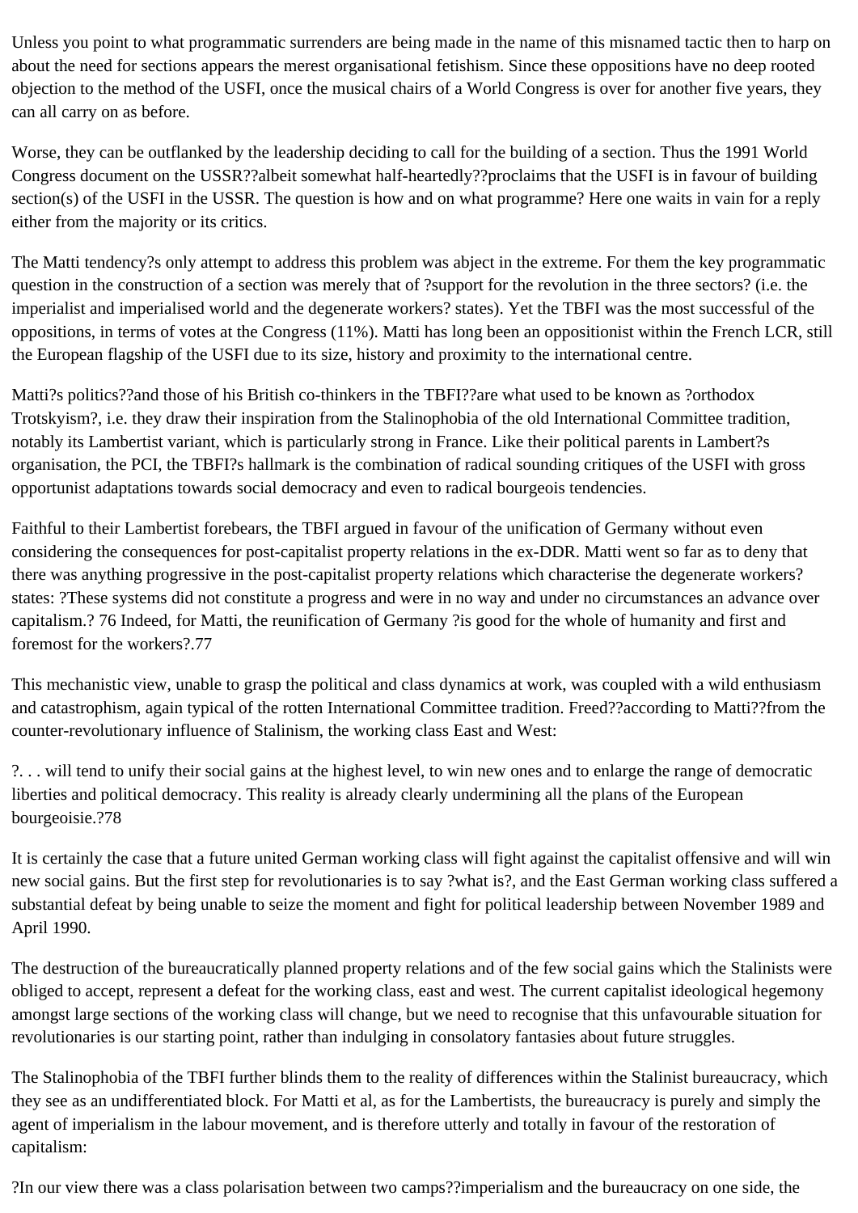Unless you point to what programmatic surrenders are being made in the name of this misnamed tactic then to harp on about the need for sections appears the merest organisational fetishism. Since these oppositions have no deep rooted objection to the method of the USFI, once the musical chairs of a World Congress is over for another five years, they can all carry on as before.

Worse, they can be outflanked by the leadership deciding to call for the building of a section. Thus the 1991 World Congress document on the USSR??albeit somewhat half-heartedly??proclaims that the USFI is in favour of building section(s) of the USFI in the USSR. The question is how and on what programme? Here one waits in vain for a reply either from the majority or its critics.

The Matti tendency?s only attempt to address this problem was abject in the extreme. For them the key programmatic question in the construction of a section was merely that of ?support for the revolution in the three sectors? (i.e. the imperialist and imperialised world and the degenerate workers? states). Yet the TBFI was the most successful of the oppositions, in terms of votes at the Congress (11%). Matti has long been an oppositionist within the French LCR, still the European flagship of the USFI due to its size, history and proximity to the international centre.

Matti?s politics??and those of his British co-thinkers in the TBFI??are what used to be known as ?orthodox Trotskyism?, i.e. they draw their inspiration from the Stalinophobia of the old International Committee tradition, notably its Lambertist variant, which is particularly strong in France. Like their political parents in Lambert?s organisation, the PCI, the TBFI?s hallmark is the combination of radical sounding critiques of the USFI with gross opportunist adaptations towards social democracy and even to radical bourgeois tendencies.

Faithful to their Lambertist forebears, the TBFI argued in favour of the unification of Germany without even considering the consequences for post-capitalist property relations in the ex-DDR. Matti went so far as to deny that there was anything progressive in the post-capitalist property relations which characterise the degenerate workers? states: ?These systems did not constitute a progress and were in no way and under no circumstances an advance over capitalism.? 76 Indeed, for Matti, the reunification of Germany ?is good for the whole of humanity and first and foremost for the workers?.77

This mechanistic view, unable to grasp the political and class dynamics at work, was coupled with a wild enthusiasm and catastrophism, again typical of the rotten International Committee tradition. Freed??according to Matti??from the counter-revolutionary influence of Stalinism, the working class East and West:

?. . . will tend to unify their social gains at the highest level, to win new ones and to enlarge the range of democratic liberties and political democracy. This reality is already clearly undermining all the plans of the European bourgeoisie.?78

It is certainly the case that a future united German working class will fight against the capitalist offensive and will win new social gains. But the first step for revolutionaries is to say ?what is?, and the East German working class suffered a substantial defeat by being unable to seize the moment and fight for political leadership between November 1989 and April 1990.

The destruction of the bureaucratically planned property relations and of the few social gains which the Stalinists were obliged to accept, represent a defeat for the working class, east and west. The current capitalist ideological hegemony amongst large sections of the working class will change, but we need to recognise that this unfavourable situation for revolutionaries is our starting point, rather than indulging in consolatory fantasies about future struggles.

The Stalinophobia of the TBFI further blinds them to the reality of differences within the Stalinist bureaucracy, which they see as an undifferentiated block. For Matti et al, as for the Lambertists, the bureaucracy is purely and simply the agent of imperialism in the labour movement, and is therefore utterly and totally in favour of the restoration of capitalism:

?In our view there was a class polarisation between two camps??imperialism and the bureaucracy on one side, the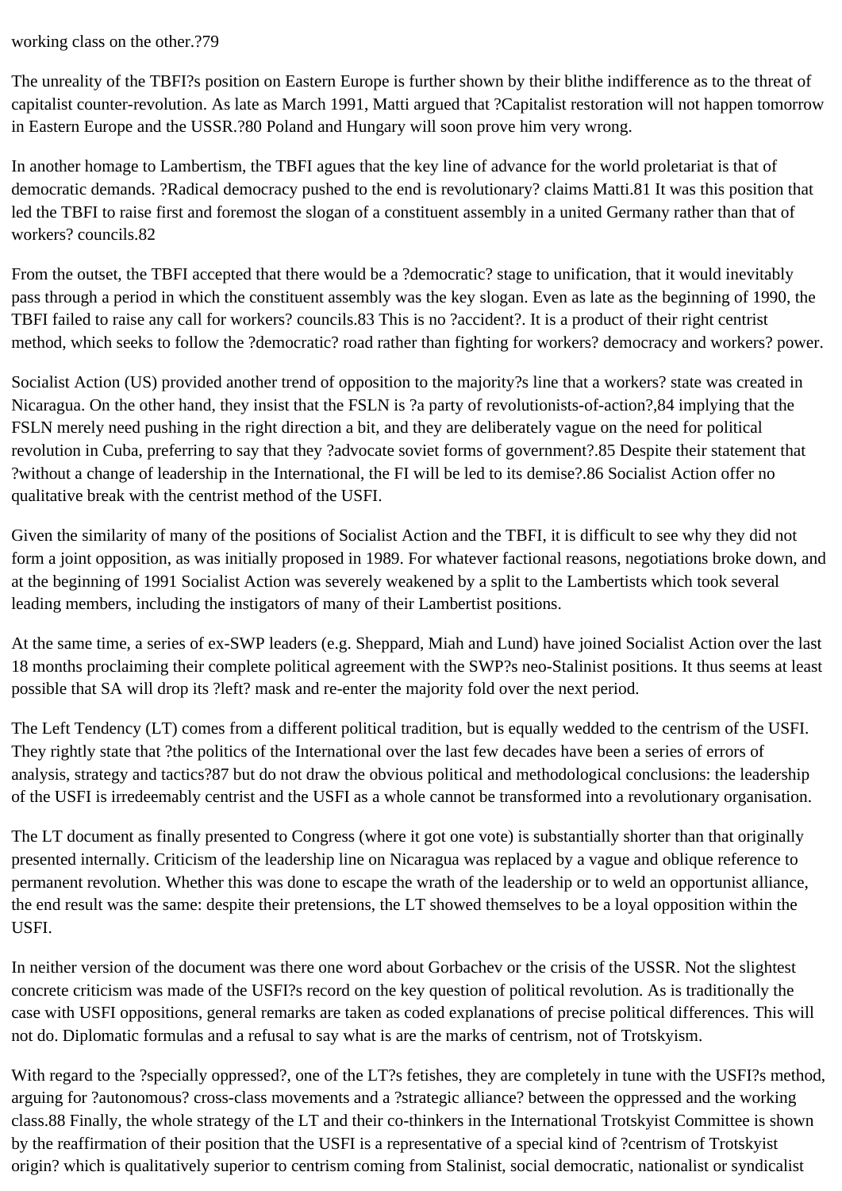working class on the other.?79

The unreality of the TBFI?s position on Eastern Europe is further shown by their blithe indifference as to the threat of capitalist counter-revolution. As late as March 1991, Matti argued that ?Capitalist restoration will not happen tomorrow in Eastern Europe and the USSR.?80 Poland and Hungary will soon prove him very wrong.

In another homage to Lambertism, the TBFI agues that the key line of advance for the world proletariat is that of democratic demands. ?Radical democracy pushed to the end is revolutionary? claims Matti.81 It was this position that led the TBFI to raise first and foremost the slogan of a constituent assembly in a united Germany rather than that of workers? councils.82

From the outset, the TBFI accepted that there would be a ?democratic? stage to unification, that it would inevitably pass through a period in which the constituent assembly was the key slogan. Even as late as the beginning of 1990, the TBFI failed to raise any call for workers? councils.83 This is no ?accident?. It is a product of their right centrist method, which seeks to follow the ?democratic? road rather than fighting for workers? democracy and workers? power.

Socialist Action (US) provided another trend of opposition to the majority?s line that a workers? state was created in Nicaragua. On the other hand, they insist that the FSLN is ?a party of revolutionists-of-action?,84 implying that the FSLN merely need pushing in the right direction a bit, and they are deliberately vague on the need for political revolution in Cuba, preferring to say that they ?advocate soviet forms of government?.85 Despite their statement that ?without a change of leadership in the International, the FI will be led to its demise?.86 Socialist Action offer no qualitative break with the centrist method of the USFI.

Given the similarity of many of the positions of Socialist Action and the TBFI, it is difficult to see why they did not form a joint opposition, as was initially proposed in 1989. For whatever factional reasons, negotiations broke down, and at the beginning of 1991 Socialist Action was severely weakened by a split to the Lambertists which took several leading members, including the instigators of many of their Lambertist positions.

At the same time, a series of ex-SWP leaders (e.g. Sheppard, Miah and Lund) have joined Socialist Action over the last 18 months proclaiming their complete political agreement with the SWP?s neo-Stalinist positions. It thus seems at least possible that SA will drop its ?left? mask and re-enter the majority fold over the next period.

The Left Tendency (LT) comes from a different political tradition, but is equally wedded to the centrism of the USFI. They rightly state that ?the politics of the International over the last few decades have been a series of errors of analysis, strategy and tactics?87 but do not draw the obvious political and methodological conclusions: the leadership of the USFI is irredeemably centrist and the USFI as a whole cannot be transformed into a revolutionary organisation.

The LT document as finally presented to Congress (where it got one vote) is substantially shorter than that originally presented internally. Criticism of the leadership line on Nicaragua was replaced by a vague and oblique reference to permanent revolution. Whether this was done to escape the wrath of the leadership or to weld an opportunist alliance, the end result was the same: despite their pretensions, the LT showed themselves to be a loyal opposition within the USFI.

In neither version of the document was there one word about Gorbachev or the crisis of the USSR. Not the slightest concrete criticism was made of the USFI?s record on the key question of political revolution. As is traditionally the case with USFI oppositions, general remarks are taken as coded explanations of precise political differences. This will not do. Diplomatic formulas and a refusal to say what is are the marks of centrism, not of Trotskyism.

With regard to the ?specially oppressed?, one of the LT?s fetishes, they are completely in tune with the USFI?s method, arguing for ?autonomous? cross-class movements and a ?strategic alliance? between the oppressed and the working class.88 Finally, the whole strategy of the LT and their co-thinkers in the International Trotskyist Committee is shown by the reaffirmation of their position that the USFI is a representative of a special kind of ?centrism of Trotskyist origin? which is qualitatively superior to centrism coming from Stalinist, social democratic, nationalist or syndicalist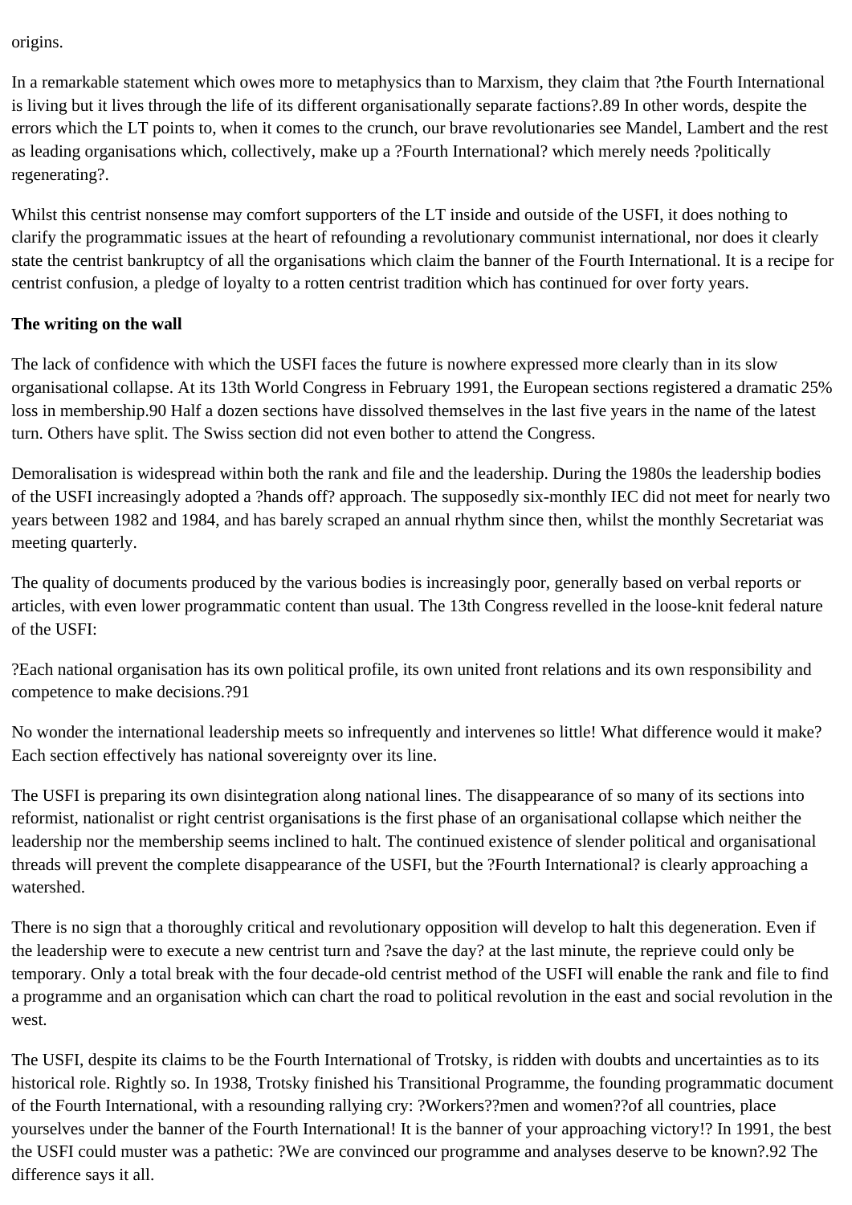origins.

In a remarkable statement which owes more to metaphysics than to Marxism, they claim that ?the Fourth International is living but it lives through the life of its different organisationally separate factions?.89 In other words, despite the errors which the LT points to, when it comes to the crunch, our brave revolutionaries see Mandel, Lambert and the rest as leading organisations which, collectively, make up a ?Fourth International? which merely needs ?politically regenerating?.

Whilst this centrist nonsense may comfort supporters of the LT inside and outside of the USFI, it does nothing to clarify the programmatic issues at the heart of refounding a revolutionary communist international, nor does it clearly state the centrist bankruptcy of all the organisations which claim the banner of the Fourth International. It is a recipe for centrist confusion, a pledge of loyalty to a rotten centrist tradition which has continued for over forty years.

**The writing on the wall**

The lack of confidence with which the USFI faces the future is nowhere expressed more clearly than in its slow organisational collapse. At its 13th World Congress in February 1991, the European sections registered a dramatic 25% loss in membership.90 Half a dozen sections have dissolved themselves in the last five years in the name of the latest turn. Others have split. The Swiss section did not even bother to attend the Congress.

Demoralisation is widespread within both the rank and file and the leadership. During the 1980s the leadership bodies of the USFI increasingly adopted a ?hands off? approach. The supposedly six-monthly IEC did not meet for nearly two years between 1982 and 1984, and has barely scraped an annual rhythm since then, whilst the monthly Secretariat was meeting quarterly.

The quality of documents produced by the various bodies is increasingly poor, generally based on verbal reports or articles, with even lower programmatic content than usual. The 13th Congress revelled in the loose-knit federal nature of the USFI:

?Each national organisation has its own political profile, its own united front relations and its own responsibility and competence to make decisions.?91

No wonder the international leadership meets so infrequently and intervenes so little! What difference would it make? Each section effectively has national sovereignty over its line.

The USFI is preparing its own disintegration along national lines. The disappearance of so many of its sections into reformist, nationalist or right centrist organisations is the first phase of an organisational collapse which neither the leadership nor the membership seems inclined to halt. The continued existence of slender political and organisational threads will prevent the complete disappearance of the USFI, but the ?Fourth International? is clearly approaching a watershed.

There is no sign that a thoroughly critical and revolutionary opposition will develop to halt this degeneration. Even if the leadership were to execute a new centrist turn and ?save the day? at the last minute, the reprieve could only be temporary. Only a total break with the four decade-old centrist method of the USFI will enable the rank and file to find a programme and an organisation which can chart the road to political revolution in the east and social revolution in the west.

The USFI, despite its claims to be the Fourth International of Trotsky, is ridden with doubts and uncertainties as to its historical role. Rightly so. In 1938, Trotsky finished his Transitional Programme, the founding programmatic document of the Fourth International, with a resounding rallying cry: ?Workers??men and women??of all countries, place yourselves under the banner of the Fourth International! It is the banner of your approaching victory!? In 1991, the best the USFI could muster was a pathetic: ?We are convinced our programme and analyses deserve to be known?.92 The difference says it all.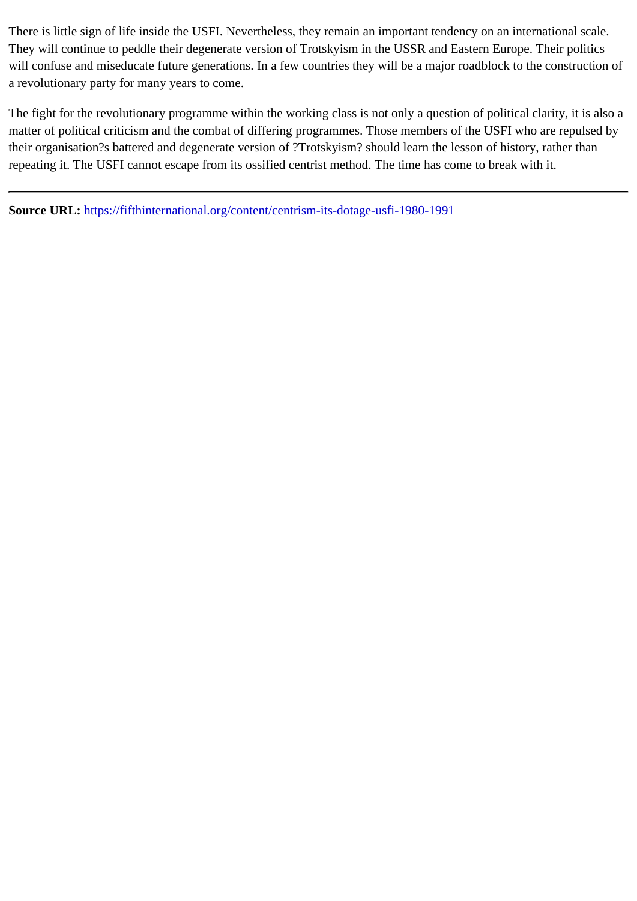There is little sign of life inside the USFI. Nevertheless, they remain an important tendency on an international scale. They will continue to peddle their degenerate version of Trotskyism in the USSR and Eastern Europe. Their politics will confuse and miseducate future generations. In a few countries they will be a major roadblock to the construction of a revolutionary party for many years to come.

The fight for the revolutionary programme within the working class is not only a question of political clarity, it is also a matter of political criticism and the combat of differing programmes. Those members of the USFI who are repulsed by their organisation?s battered and degenerate version of ?Trotskyism? should learn the lesson of history, rather than repeating it. The USFI cannot escape from its ossified centrist method. The time has come to break with it.

---

**Source URL:** https://fifthinternational.org/content/centrism-its-dotage-usfi-1980-1991